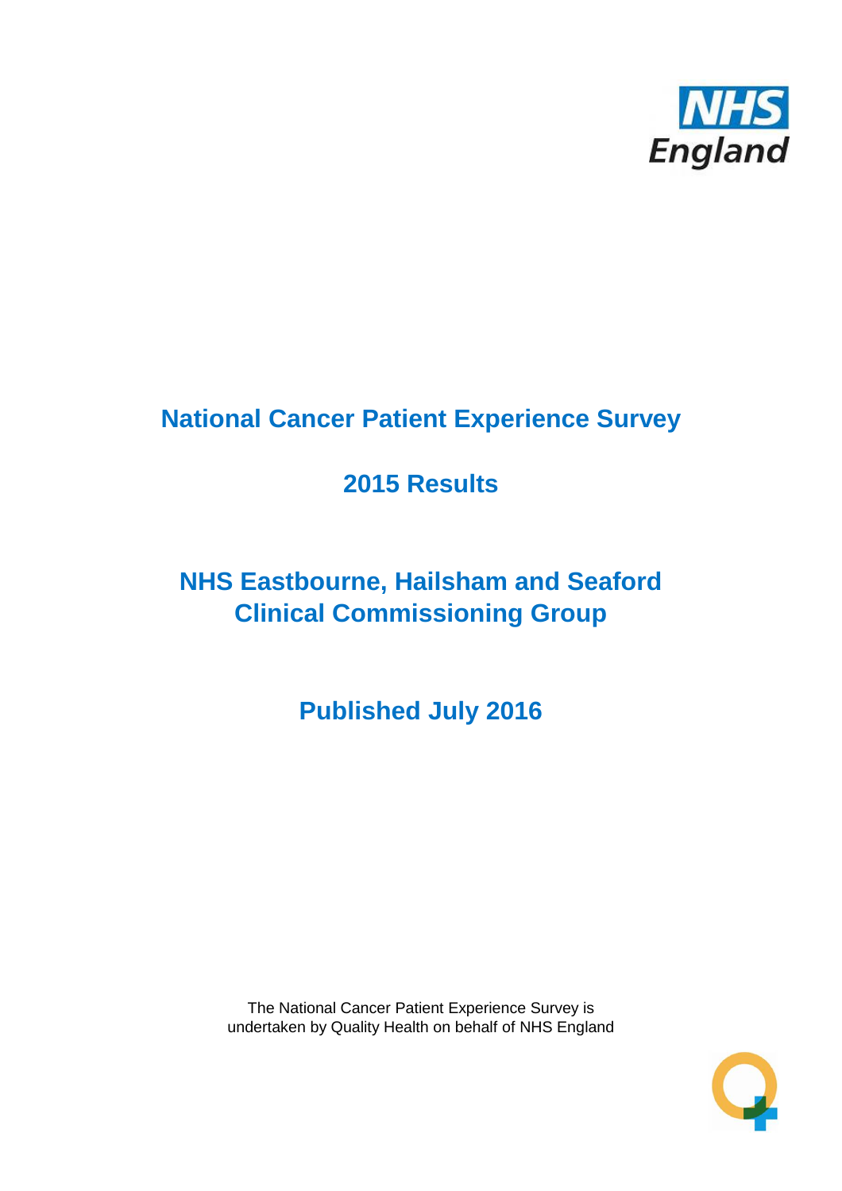# National Cancer Patient Experience Survey

## 2015 Results

## NHS Eastbourne, Hailsham and Seaford Clinical Commissioning Group

## Published July 2016

The National Cancer Patient Experience Survey is undertaken by Quality Health on behalf of NHS England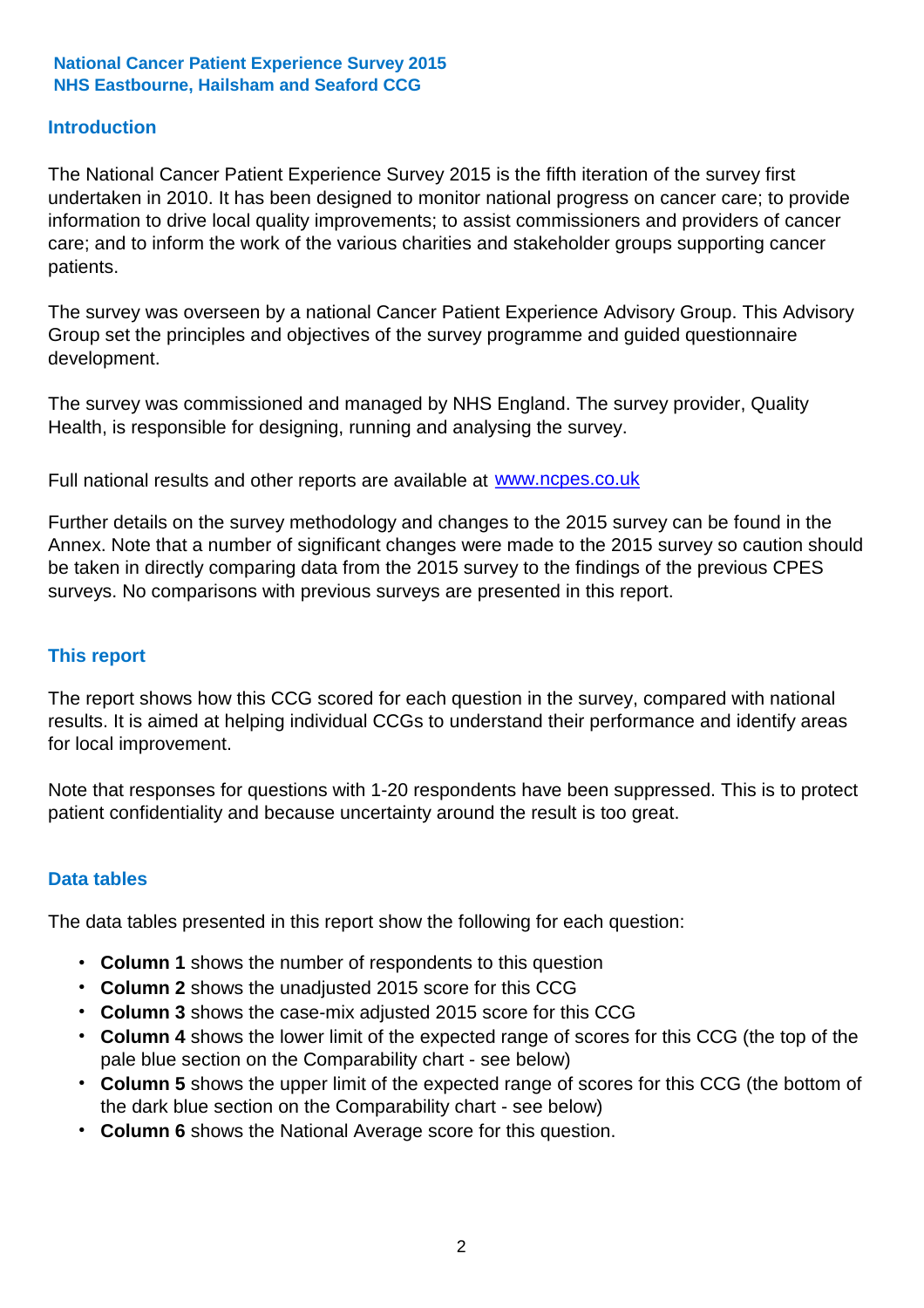**National Cancer Patient Experience Survey 2015**
**NHS Eastbourne, Hailsham and Seaford CCG**

## Introduction

The National Cancer Patient Experience Survey 2015 is the fifth iteration of the survey first undertaken in 2010. It has been designed to monitor national progress on cancer care; to provide information to drive local quality improvements; to assist commissioners and providers of cancer care; and to inform the work of the various charities and stakeholder groups supporting cancer patients.

The survey was overseen by a national Cancer Patient Experience Advisory Group. This Advisory Group set the principles and objectives of the survey programme and guided questionnaire development.

The survey was commissioned and managed by NHS England. The survey provider, Quality Health, is responsible for designing, running and analysing the survey.

Full national results and other reports are available at [www.ncpes.co.uk](http://www.ncpes.co.uk)

Further details on the survey methodology and changes to the 2015 survey can be found in the Annex. Note that a number of significant changes were made to the 2015 survey so caution should be taken in directly comparing data from the 2015 survey to the findings of the previous CPES surveys. No comparisons with previous surveys are presented in this report.

## This report

The report shows how this CCG scored for each question in the survey, compared with national results. It is aimed at helping individual CCGs to understand their performance and identify areas for local improvement.

Note that responses for questions with 1-20 respondents have been suppressed. This is to protect patient confidentiality and because uncertainty around the result is too great.

## Data tables

The data tables presented in this report show the following for each question:

- **Column 1** shows the number of respondents to this question
- **Column 2** shows the unadjusted 2015 score for this CCG
- **Column 3** shows the case-mix adjusted 2015 score for this CCG
- **Column 4** shows the lower limit of the expected range of scores for this CCG (the top of the pale blue section on the Comparability chart - see below)
- **Column 5** shows the upper limit of the expected range of scores for this CCG (the bottom of the dark blue section on the Comparability chart - see below)
- **Column 6** shows the National Average score for this question.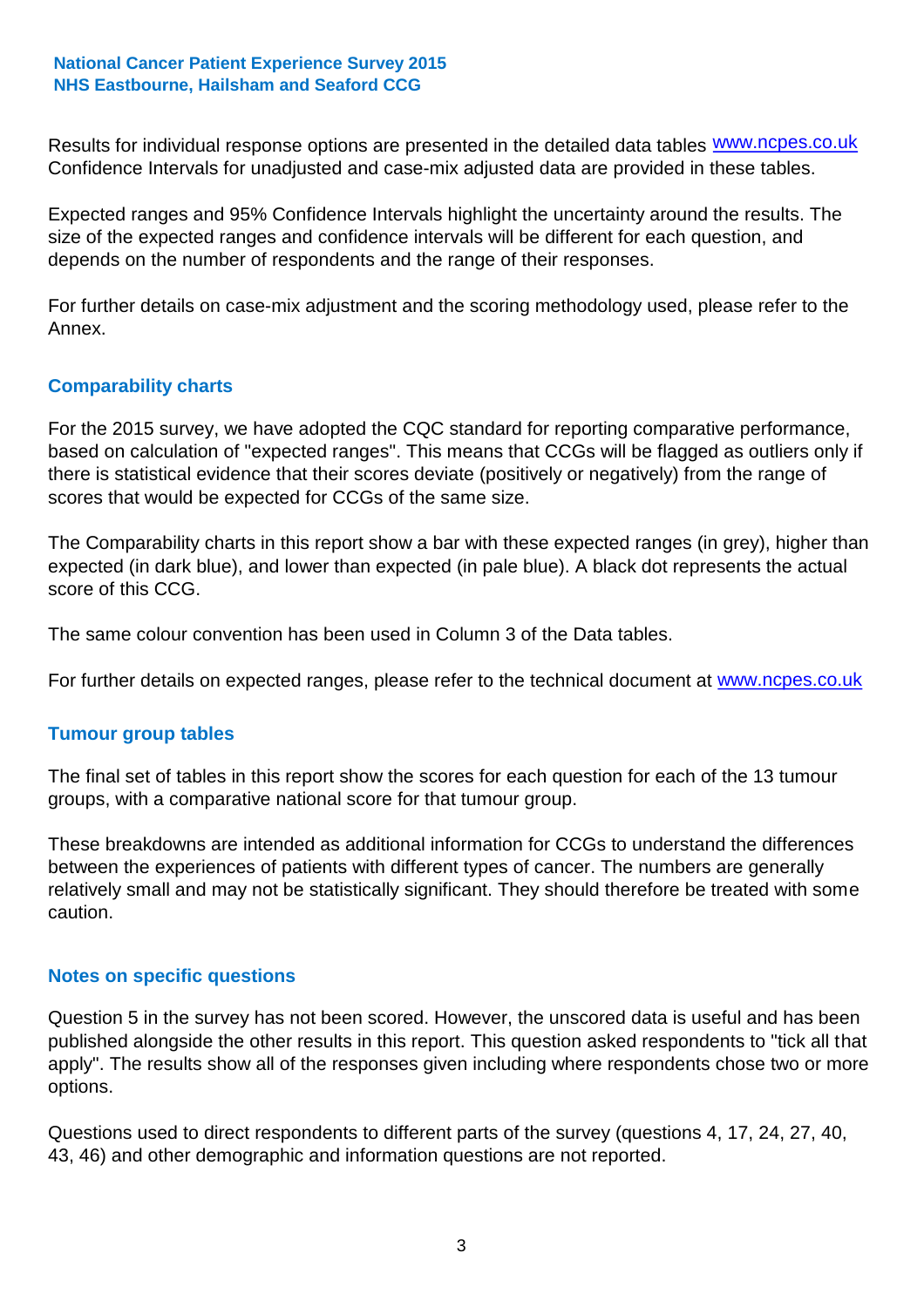Results for individual response options are presented in the detailed data tables www.ncpes.co.uk Confidence Intervals for unadjusted and case-mix adjusted data are provided in these tables.

Expected ranges and 95% Confidence Intervals highlight the uncertainty around the results. The size of the expected ranges and confidence intervals will be different for each question, and depends on the number of respondents and the range of their responses.

For further details on case-mix adjustment and the scoring methodology used, please refer to the Annex.

## Comparability charts

For the 2015 survey, we have adopted the CQC standard for reporting comparative performance, based on calculation of "expected ranges". This means that CCGs will be flagged as outliers only if there is statistical evidence that their scores deviate (positively or negatively) from the range of scores that would be expected for CCGs of the same size.

The Comparability charts in this report show a bar with these expected ranges (in grey), higher than expected (in dark blue), and lower than expected (in pale blue). A black dot represents the actual score of this CCG.

The same colour convention has been used in Column 3 of the Data tables.

For further details on expected ranges, please refer to the technical document at www.ncpes.co.uk

## Tumour group tables

The final set of tables in this report show the scores for each question for each of the 13 tumour groups, with a comparative national score for that tumour group.

These breakdowns are intended as additional information for CCGs to understand the differences between the experiences of patients with different types of cancer. The numbers are generally relatively small and may not be statistically significant. They should therefore be treated with some caution.

## Notes on specific questions

Question 5 in the survey has not been scored. However, the unscored data is useful and has been published alongside the other results in this report. This question asked respondents to "tick all that apply". The results show all of the responses given including where respondents chose two or more options.

Questions used to direct respondents to different parts of the survey (questions 4, 17, 24, 27, 40, 43, 46) and other demographic and information questions are not reported.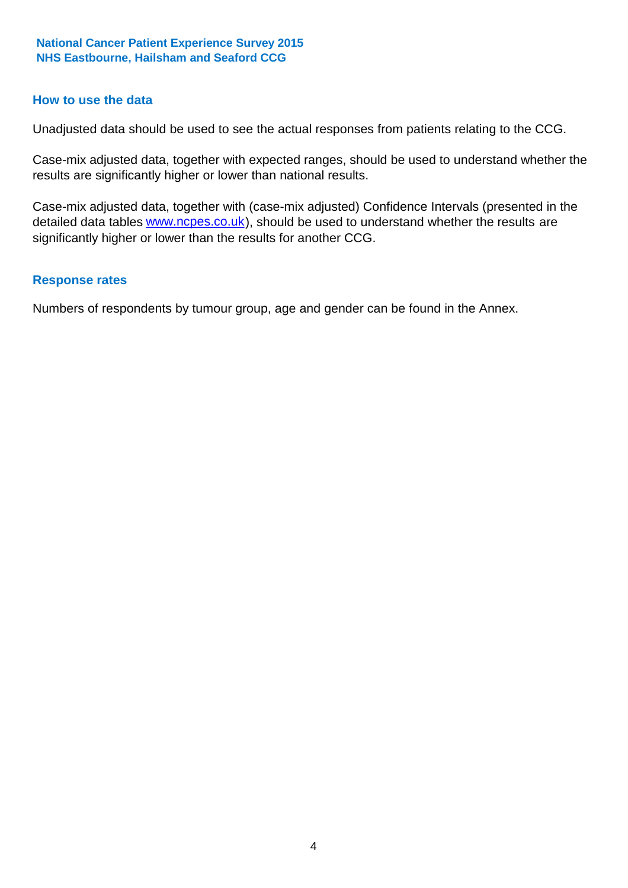## How to use the data

Unadjusted data should be used to see the actual responses from patients relating to the CCG.

Case-mix adjusted data, together with expected ranges, should be used to understand whether the results are significantly higher or lower than national results.

Case-mix adjusted data, together with (case-mix adjusted) Confidence Intervals (presented in the detailed data tables www.ncpes.co.uk), should be used to understand whether the results are significantly higher or lower than the results for another CCG.

## Response rates

Numbers of respondents by tumour group, age and gender can be found in the Annex.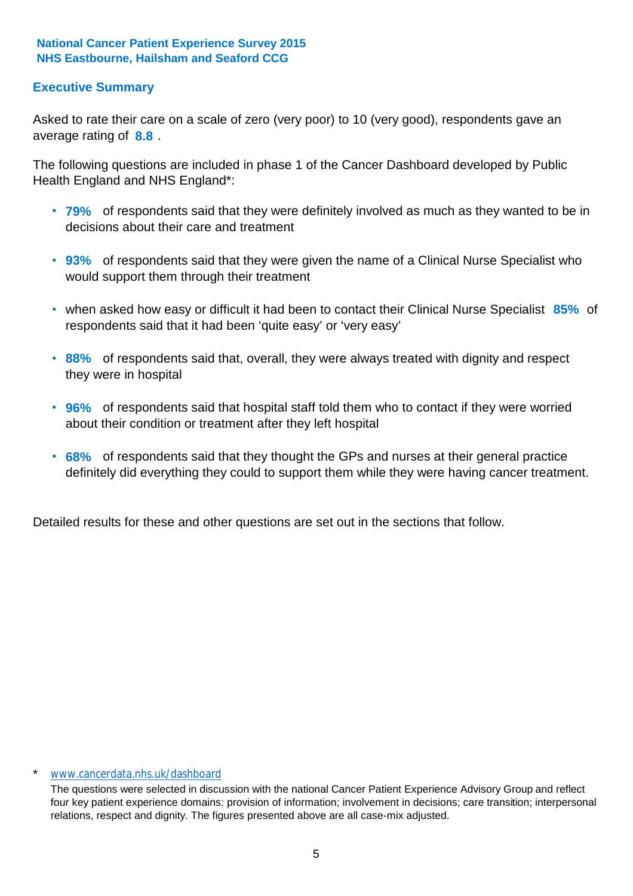**National Cancer Patient Experience Survey 2015**
**NHS Eastbourne, Hailsham and Seaford CCG**

## Executive Summary

Asked to rate their care on a scale of zero (very poor) to 10 (very good), respondents gave an average rating of **8.8** .

The following questions are included in phase 1 of the Cancer Dashboard developed by Public Health England and NHS England*:

- **79%** of respondents said that they were definitely involved as much as they wanted to be in decisions about their care and treatment
- **93%** of respondents said that they were given the name of a Clinical Nurse Specialist who would support them through their treatment
- when asked how easy or difficult it had been to contact their Clinical Nurse Specialist **85%** of respondents said that it had been 'quite easy' or 'very easy'
- **88%** of respondents said that, overall, they were always treated with dignity and respect they were in hospital
- **96%** of respondents said that hospital staff told them who to contact if they were worried about their condition or treatment after they left hospital
- **68%** of respondents said that they thought the GPs and nurses at their general practice definitely did everything they could to support them while they were having cancer treatment.

Detailed results for these and other questions are set out in the sections that follow.

\* www.cancerdata.nhs.uk/dashboard

The questions were selected in discussion with the national Cancer Patient Experience Advisory Group and reflect four key patient experience domains: provision of information; involvement in decisions; care transition; interpersonal relations, respect and dignity. The figures presented above are all case-mix adjusted.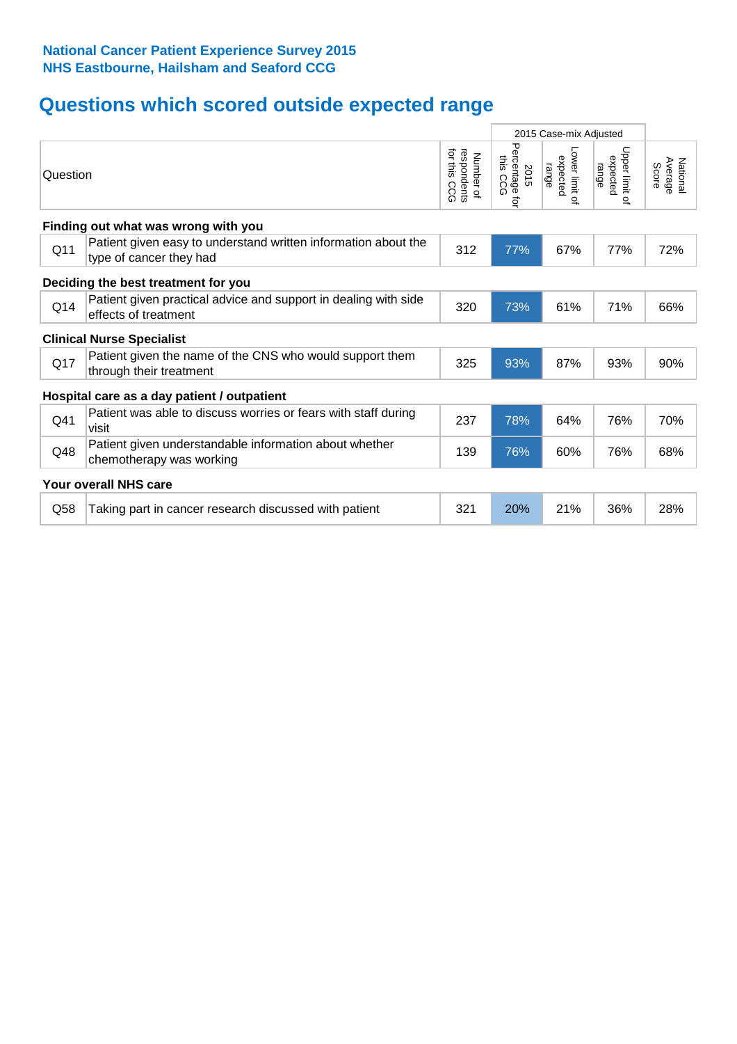**National Cancer Patient Experience Survey 2015**
**NHS Eastbourne, Hailsham and Seaford CCG**

## Questions which scored outside expected range

| | Question | Number of respondents for this CCG | 2015 Case-mix Adjusted: 2015 Percentage for this CCG | 2015 Case-mix Adjusted: Lower limit of expected range | 2015 Case-mix Adjusted: Upper limit of expected range | National Average Score |
|---|---|---|---|---|---|---|
| **Finding out what was wrong with you** | | | | | | |
| Q11 | Patient given easy to understand written information about the type of cancer they had | 312 | 77% | 67% | 77% | 72% |
| **Deciding the best treatment for you** | | | | | | |
| Q14 | Patient given practical advice and support in dealing with side effects of treatment | 320 | 73% | 61% | 71% | 66% |
| **Clinical Nurse Specialist** | | | | | | |
| Q17 | Patient given the name of the CNS who would support them through their treatment | 325 | 93% | 87% | 93% | 90% |
| **Hospital care as a day patient / outpatient** | | | | | | |
| Q41 | Patient was able to discuss worries or fears with staff during visit | 237 | 78% | 64% | 76% | 70% |
| Q48 | Patient given understandable information about whether chemotherapy was working | 139 | 76% | 60% | 76% | 68% |
| **Your overall NHS care** | | | | | | |
| Q58 | Taking part in cancer research discussed with patient | 321 | 20% | 21% | 36% | 28% |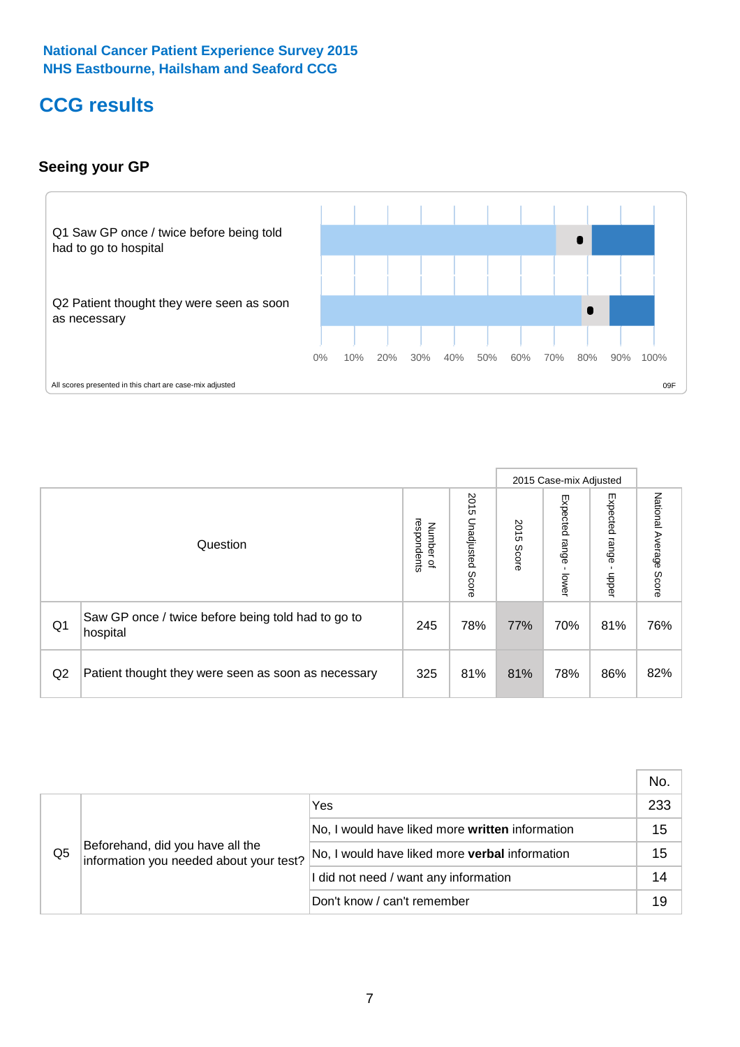National Cancer Patient Experience Survey 2015
NHS Eastbourne, Hailsham and Seaford CCG

# CCG results

## Seeing your GP

Q1 Saw GP once / twice before being told had to go to hospital

Q2 Patient thought they were seen as soon as necessary

0% 10% 20% 30% 40% 50% 60% 70% 80% 90% 100%

All scores presented in this chart are case-mix adjusted

09F

| | Question | Number of respondents | 2015 Unadjusted Score | 2015 Case-mix Adjusted: 2015 Score | 2015 Case-mix Adjusted: Expected range - lower | 2015 Case-mix Adjusted: Expected range - upper | National Average Score |
|---|---|---|---|---|---|---|---|
| Q1 | Saw GP once / twice before being told had to go to hospital | 245 | 78% | 77% | 70% | 81% | 76% |
| Q2 | Patient thought they were seen as soon as necessary | 325 | 81% | 81% | 78% | 86% | 82% |

| | | | No. |
|---|---|---|---|
| Q5 | Beforehand, did you have all the information you needed about your test? | Yes | 233 |
| | | No, I would have liked more **written** information | 15 |
| | | No, I would have liked more **verbal** information | 15 |
| | | I did not need / want any information | 14 |
| | | Don't know / can't remember | 19 |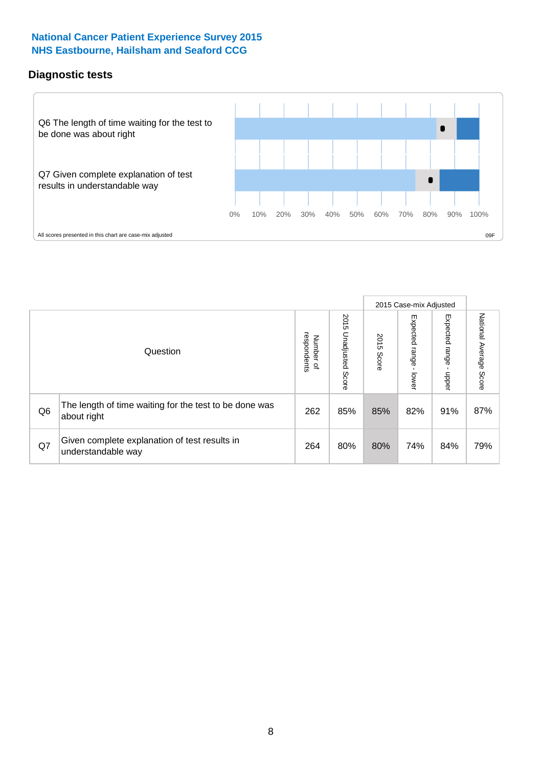# National Cancer Patient Experience Survey 2015
# NHS Eastbourne, Hailsham and Seaford CCG

## Diagnostic tests

Q6 The length of time waiting for the test to be done was about right

Q7 Given complete explanation of test results in understandable way

0% 10% 20% 30% 40% 50% 60% 70% 80% 90% 100%

All scores presented in this chart are case-mix adjusted

09F

| | Question | Number of respondents | 2015 Unadjusted Score | 2015 Case-mix Adjusted: 2015 Score | 2015 Case-mix Adjusted: Expected range - lower | 2015 Case-mix Adjusted: Expected range - upper | National Average Score |
|---|---|---|---|---|---|---|---|
| Q6 | The length of time waiting for the test to be done was about right | 262 | 85% | 85% | 82% | 91% | 87% |
| Q7 | Given complete explanation of test results in understandable way | 264 | 80% | 80% | 74% | 84% | 79% |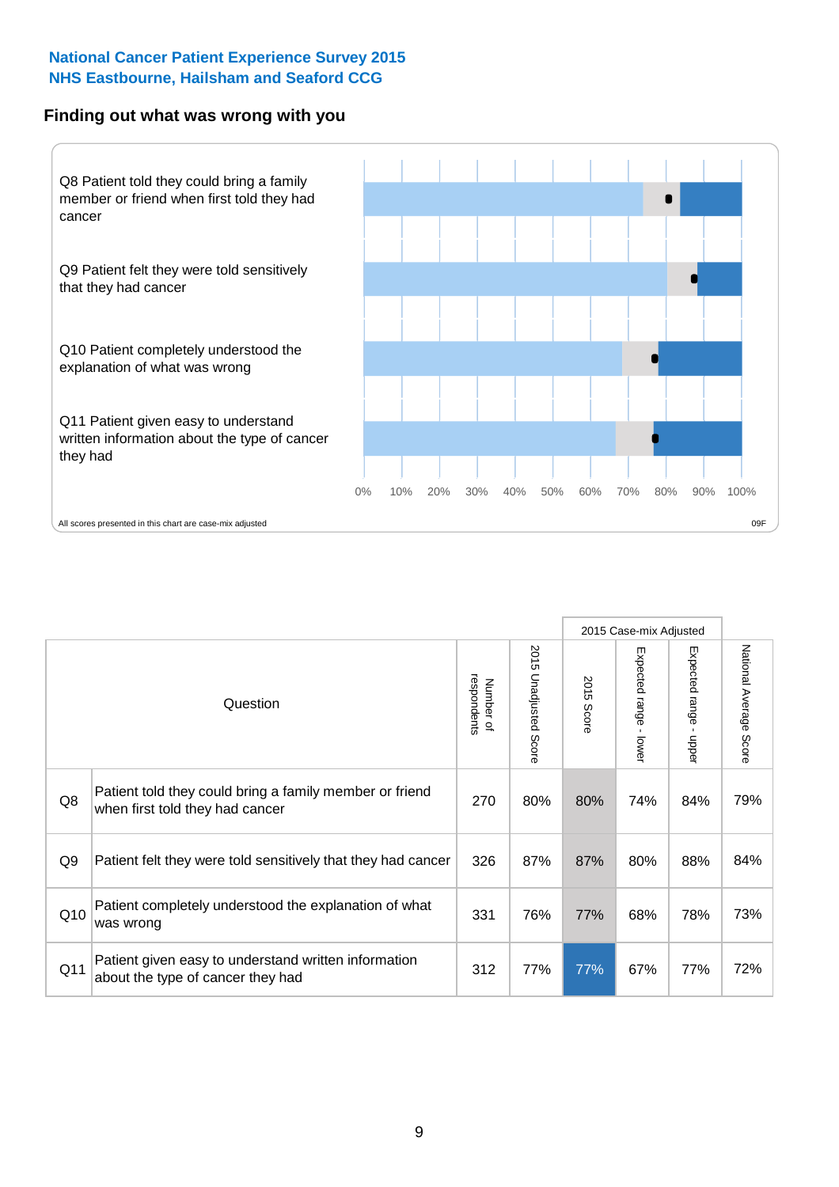National Cancer Patient Experience Survey 2015
NHS Eastbourne, Hailsham and Seaford CCG

## Finding out what was wrong with you

Q8 Patient told they could bring a family member or friend when first told they had cancer

Q9 Patient felt they were told sensitively that they had cancer

Q10 Patient completely understood the explanation of what was wrong

Q11 Patient given easy to understand written information about the type of cancer they had

0% 10% 20% 30% 40% 50% 60% 70% 80% 90% 100%

All scores presented in this chart are case-mix adjusted

09F

| | Question | Number of respondents | 2015 Unadjusted Score | 2015 Case-mix Adjusted: 2015 Score | 2015 Case-mix Adjusted: Expected range - lower | 2015 Case-mix Adjusted: Expected range - upper | National Average Score |
|---|---|---|---|---|---|---|---|
| Q8 | Patient told they could bring a family member or friend when first told they had cancer | 270 | 80% | 80% | 74% | 84% | 79% |
| Q9 | Patient felt they were told sensitively that they had cancer | 326 | 87% | 87% | 80% | 88% | 84% |
| Q10 | Patient completely understood the explanation of what was wrong | 331 | 76% | 77% | 68% | 78% | 73% |
| Q11 | Patient given easy to understand written information about the type of cancer they had | 312 | 77% | 77% | 67% | 77% | 72% |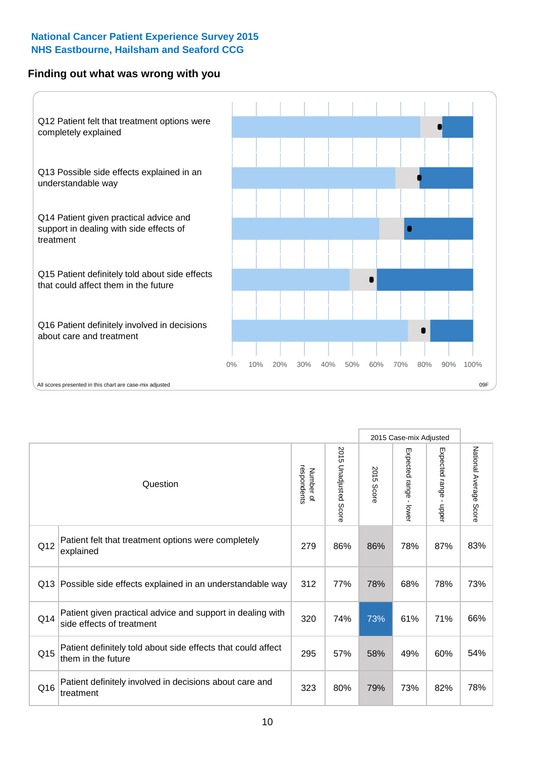National Cancer Patient Experience Survey 2015
NHS Eastbourne, Hailsham and Seaford CCG

## Finding out what was wrong with you

Q12 Patient felt that treatment options were completely explained

Q13 Possible side effects explained in an understandable way

Q14 Patient given practical advice and support in dealing with side effects of treatment

Q15 Patient definitely told about side effects that could affect them in the future

Q16 Patient definitely involved in decisions about care and treatment

0% 10% 20% 30% 40% 50% 60% 70% 80% 90% 100%

All scores presented in this chart are case-mix adjusted

09F

| | Question | Number of respondents | 2015 Unadjusted Score | 2015 Case-mix Adjusted | | | National Average Score |
|---|---|---|---|---|---|---|---|
| | | | | 2015 Score | Expected range - lower | Expected range - upper | |
| Q12 | Patient felt that treatment options were completely explained | 279 | 86% | 86% | 78% | 87% | 83% |
| Q13 | Possible side effects explained in an understandable way | 312 | 77% | 78% | 68% | 78% | 73% |
| Q14 | Patient given practical advice and support in dealing with side effects of treatment | 320 | 74% | 73% | 61% | 71% | 66% |
| Q15 | Patient definitely told about side effects that could affect them in the future | 295 | 57% | 58% | 49% | 60% | 54% |
| Q16 | Patient definitely involved in decisions about care and treatment | 323 | 80% | 79% | 73% | 82% | 78% |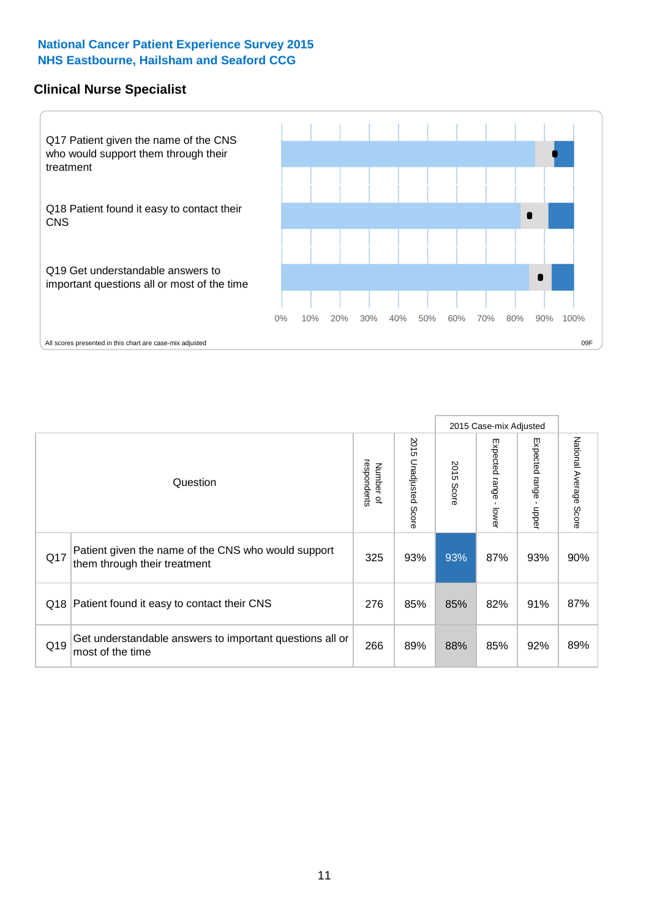## National Cancer Patient Experience Survey 2015
## NHS Eastbourne, Hailsham and Seaford CCG

### Clinical Nurse Specialist

Q17 Patient given the name of the CNS who would support them through their treatment

Q18 Patient found it easy to contact their CNS

Q19 Get understandable answers to important questions all or most of the time

0% 10% 20% 30% 40% 50% 60% 70% 80% 90% 100%

All scores presented in this chart are case-mix adjusted

09F

| | Question | Number of respondents | 2015 Unadjusted Score | 2015 Case-mix Adjusted: 2015 Score | 2015 Case-mix Adjusted: Expected range - lower | 2015 Case-mix Adjusted: Expected range - upper | National Average Score |
|---|---|---|---|---|---|---|---|
| Q17 | Patient given the name of the CNS who would support them through their treatment | 325 | 93% | 93% | 87% | 93% | 90% |
| Q18 | Patient found it easy to contact their CNS | 276 | 85% | 85% | 82% | 91% | 87% |
| Q19 | Get understandable answers to important questions all or most of the time | 266 | 89% | 88% | 85% | 92% | 89% |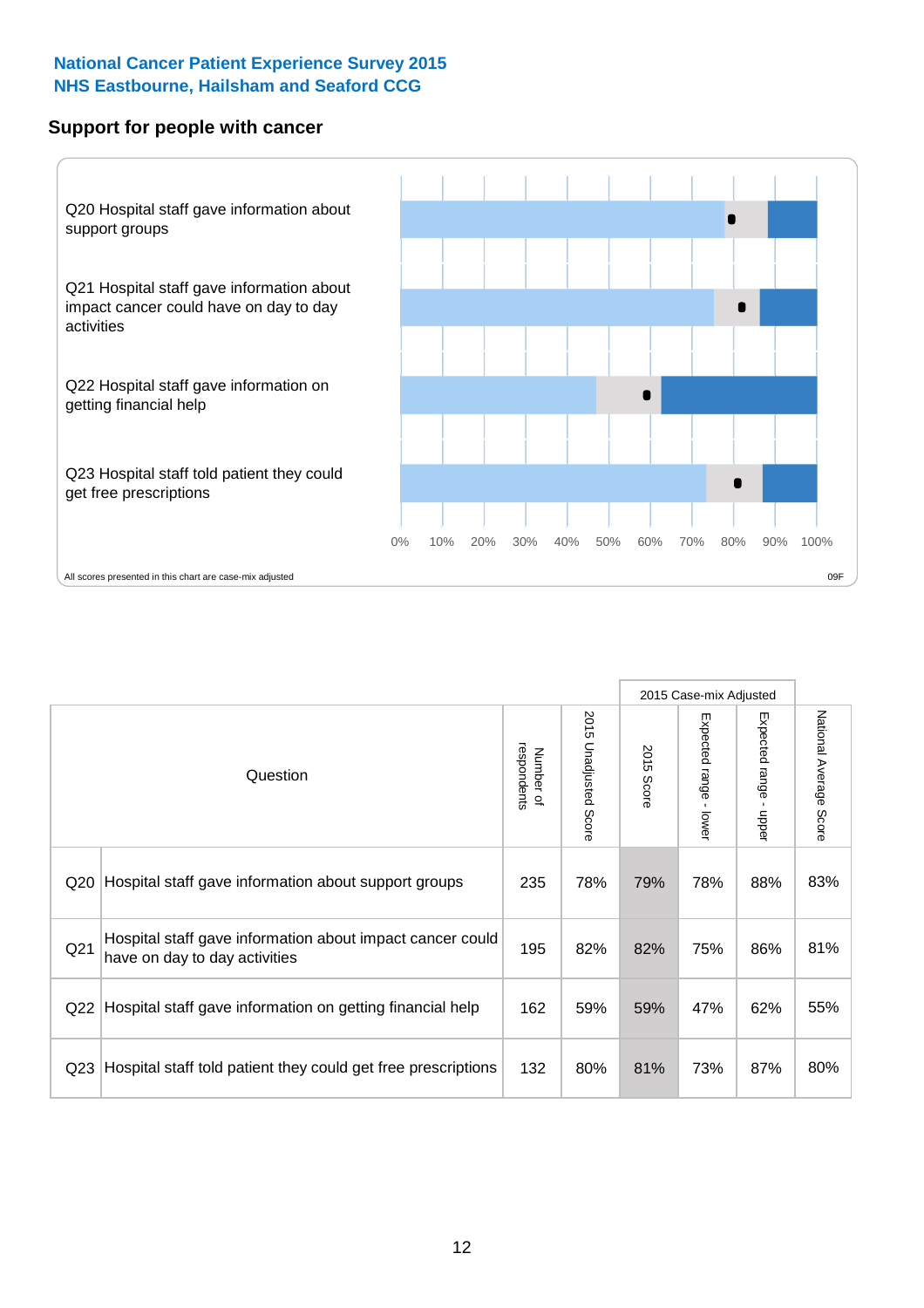**National Cancer Patient Experience Survey 2015**
**NHS Eastbourne, Hailsham and Seaford CCG**

## Support for people with cancer

Q20 Hospital staff gave information about support groups

Q21 Hospital staff gave information about impact cancer could have on day to day activities

Q22 Hospital staff gave information on getting financial help

Q23 Hospital staff told patient they could get free prescriptions

0% 10% 20% 30% 40% 50% 60% 70% 80% 90% 100%

All scores presented in this chart are case-mix adjusted

09F

| Question | | Number of respondents | 2015 Unadjusted Score | 2015 Case-mix Adjusted | | | National Average Score |
|---|---|---|---|---|---|---|---|
| | | | | 2015 Score | Expected range - lower | Expected range - upper | |
| Q20 | Hospital staff gave information about support groups | 235 | 78% | 79% | 78% | 88% | 83% |
| Q21 | Hospital staff gave information about impact cancer could have on day to day activities | 195 | 82% | 82% | 75% | 86% | 81% |
| Q22 | Hospital staff gave information on getting financial help | 162 | 59% | 59% | 47% | 62% | 55% |
| Q23 | Hospital staff told patient they could get free prescriptions | 132 | 80% | 81% | 73% | 87% | 80% |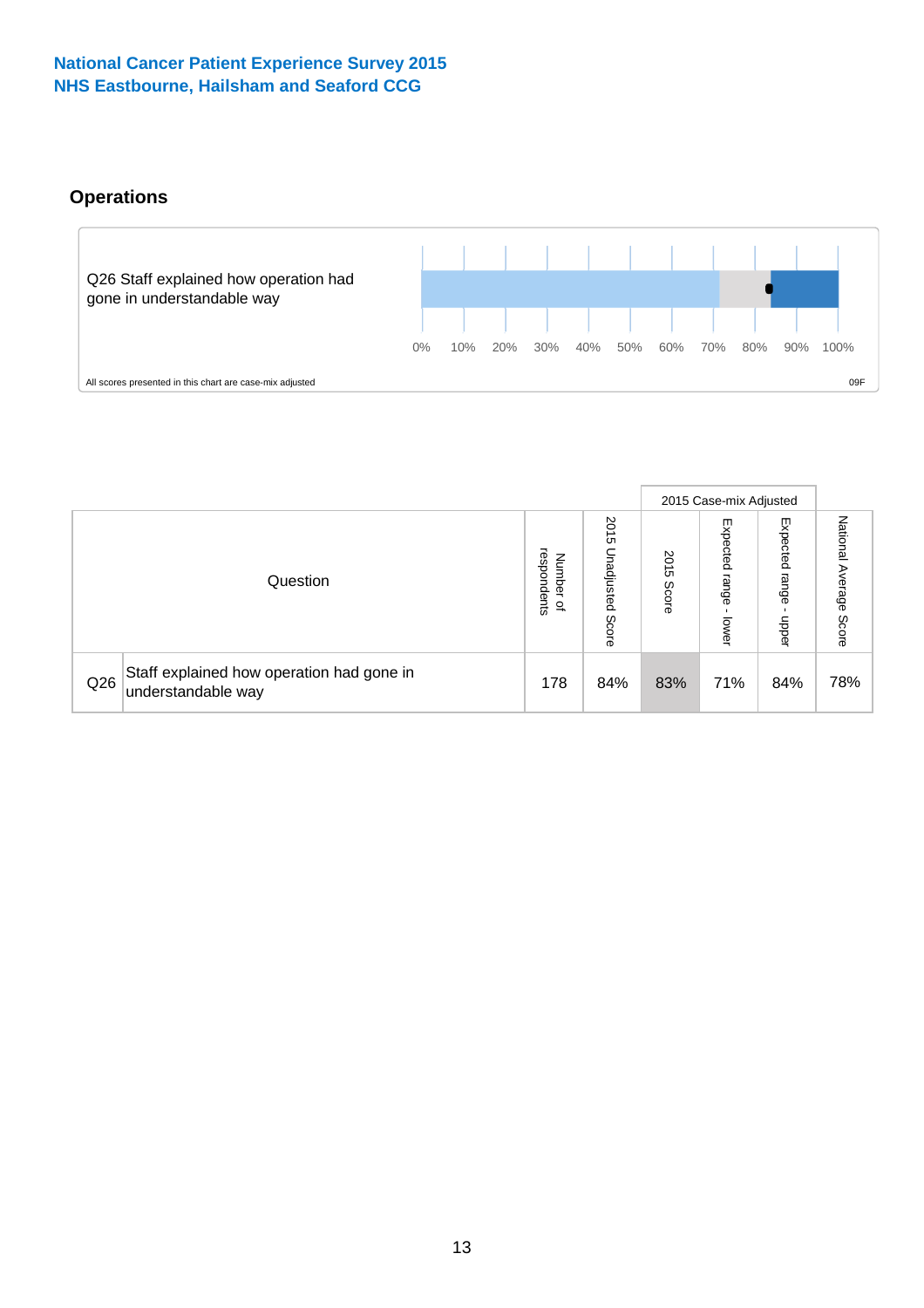National Cancer Patient Experience Survey 2015
NHS Eastbourne, Hailsham and Seaford CCG

## Operations

Q26 Staff explained how operation had gone in understandable way

0% 10% 20% 30% 40% 50% 60% 70% 80% 90% 100%

All scores presented in this chart are case-mix adjusted

09F

| Question | | Number of respondents | 2015 Unadjusted Score | 2015 Case-mix Adjusted | | | National Average Score |
|---|---|---|---|---|---|---|---|
| | | | | 2015 Score | Expected range - lower | Expected range - upper | |
| Q26 | Staff explained how operation had gone in understandable way | 178 | 84% | 83% | 71% | 84% | 78% |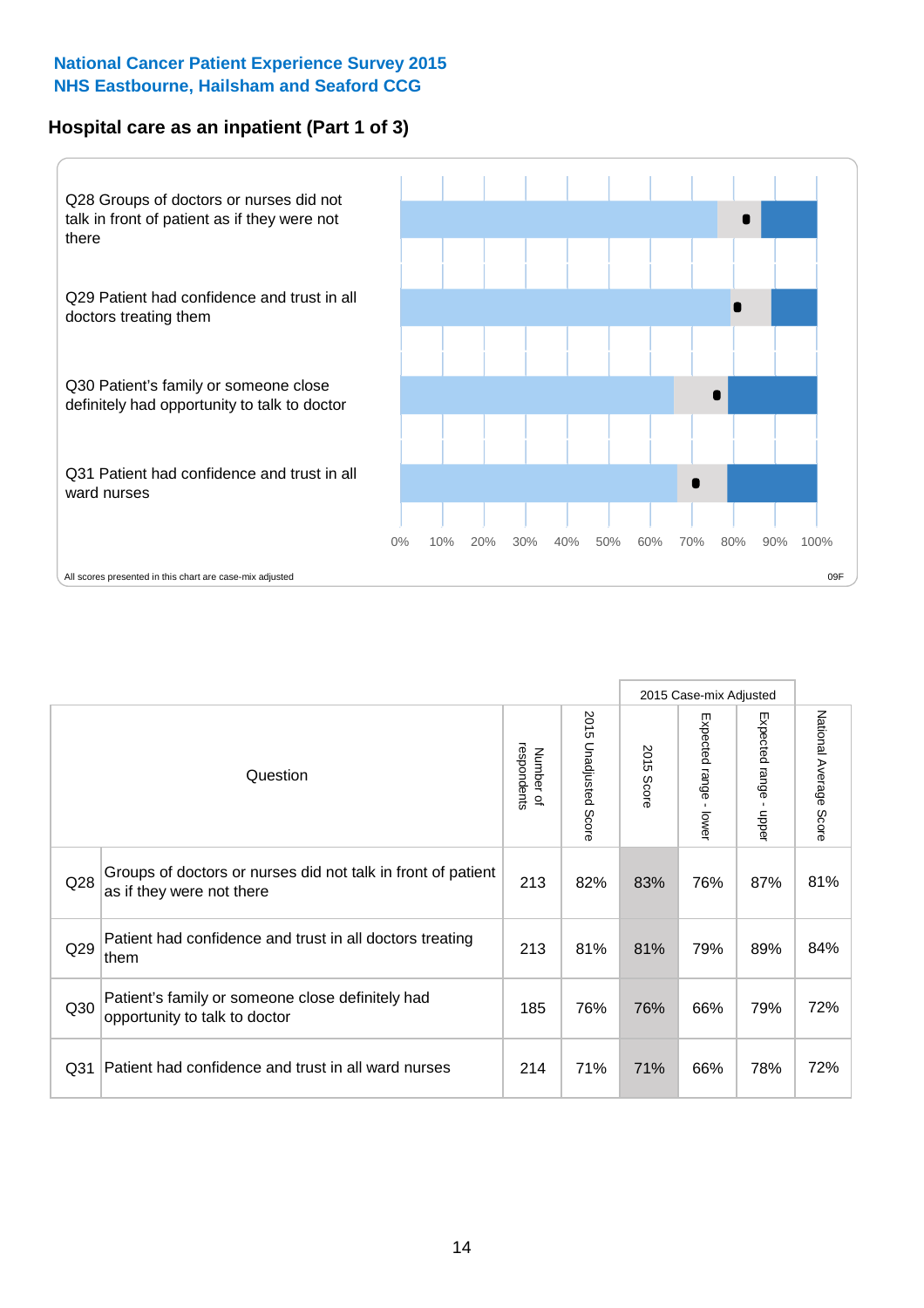**National Cancer Patient Experience Survey 2015**
**NHS Eastbourne, Hailsham and Seaford CCG**

## Hospital care as an inpatient (Part 1 of 3)

Q28 Groups of doctors or nurses did not talk in front of patient as if they were not there

Q29 Patient had confidence and trust in all doctors treating them

Q30 Patient's family or someone close definitely had opportunity to talk to doctor

Q31 Patient had confidence and trust in all ward nurses

0% 10% 20% 30% 40% 50% 60% 70% 80% 90% 100%

All scores presented in this chart are case-mix adjusted

09F

| Question | | Number of respondents | 2015 Unadjusted Score | 2015 Case-mix Adjusted: 2015 Score | 2015 Case-mix Adjusted: Expected range - lower | 2015 Case-mix Adjusted: Expected range - upper | National Average Score |
|---|---|---|---|---|---|---|---|
| Q28 | Groups of doctors or nurses did not talk in front of patient as if they were not there | 213 | 82% | 83% | 76% | 87% | 81% |
| Q29 | Patient had confidence and trust in all doctors treating them | 213 | 81% | 81% | 79% | 89% | 84% |
| Q30 | Patient's family or someone close definitely had opportunity to talk to doctor | 185 | 76% | 76% | 66% | 79% | 72% |
| Q31 | Patient had confidence and trust in all ward nurses | 214 | 71% | 71% | 66% | 78% | 72% |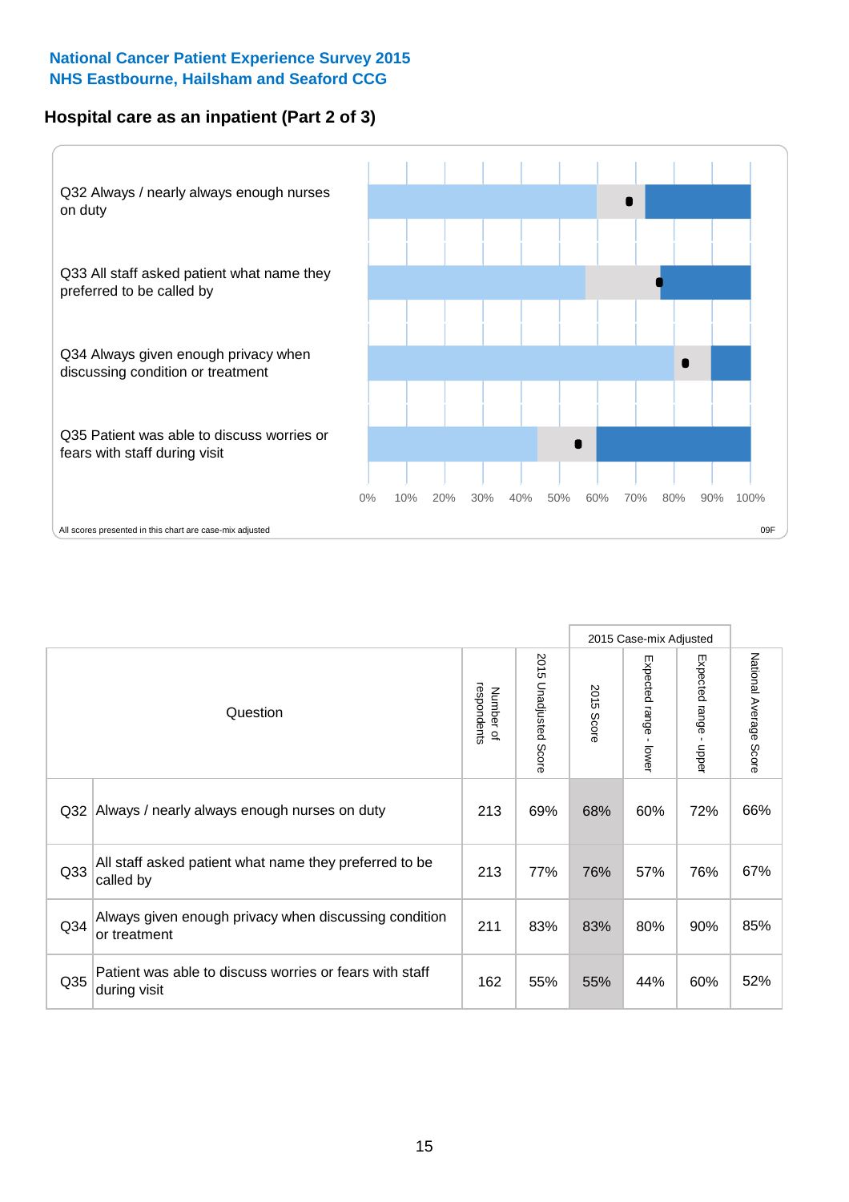National Cancer Patient Experience Survey 2015
NHS Eastbourne, Hailsham and Seaford CCG

## Hospital care as an inpatient (Part 2 of 3)

Q32 Always / nearly always enough nurses on duty

Q33 All staff asked patient what name they preferred to be called by

Q34 Always given enough privacy when discussing condition or treatment

Q35 Patient was able to discuss worries or fears with staff during visit

0% 10% 20% 30% 40% 50% 60% 70% 80% 90% 100%

All scores presented in this chart are case-mix adjusted

09F

| Question | | Number of respondents | 2015 Unadjusted Score | 2015 Case-mix Adjusted: 2015 Score | 2015 Case-mix Adjusted: Expected range - lower | 2015 Case-mix Adjusted: Expected range - upper | National Average Score |
|---|---|---|---|---|---|---|---|
| Q32 | Always / nearly always enough nurses on duty | 213 | 69% | 68% | 60% | 72% | 66% |
| Q33 | All staff asked patient what name they preferred to be called by | 213 | 77% | 76% | 57% | 76% | 67% |
| Q34 | Always given enough privacy when discussing condition or treatment | 211 | 83% | 83% | 80% | 90% | 85% |
| Q35 | Patient was able to discuss worries or fears with staff during visit | 162 | 55% | 55% | 44% | 60% | 52% |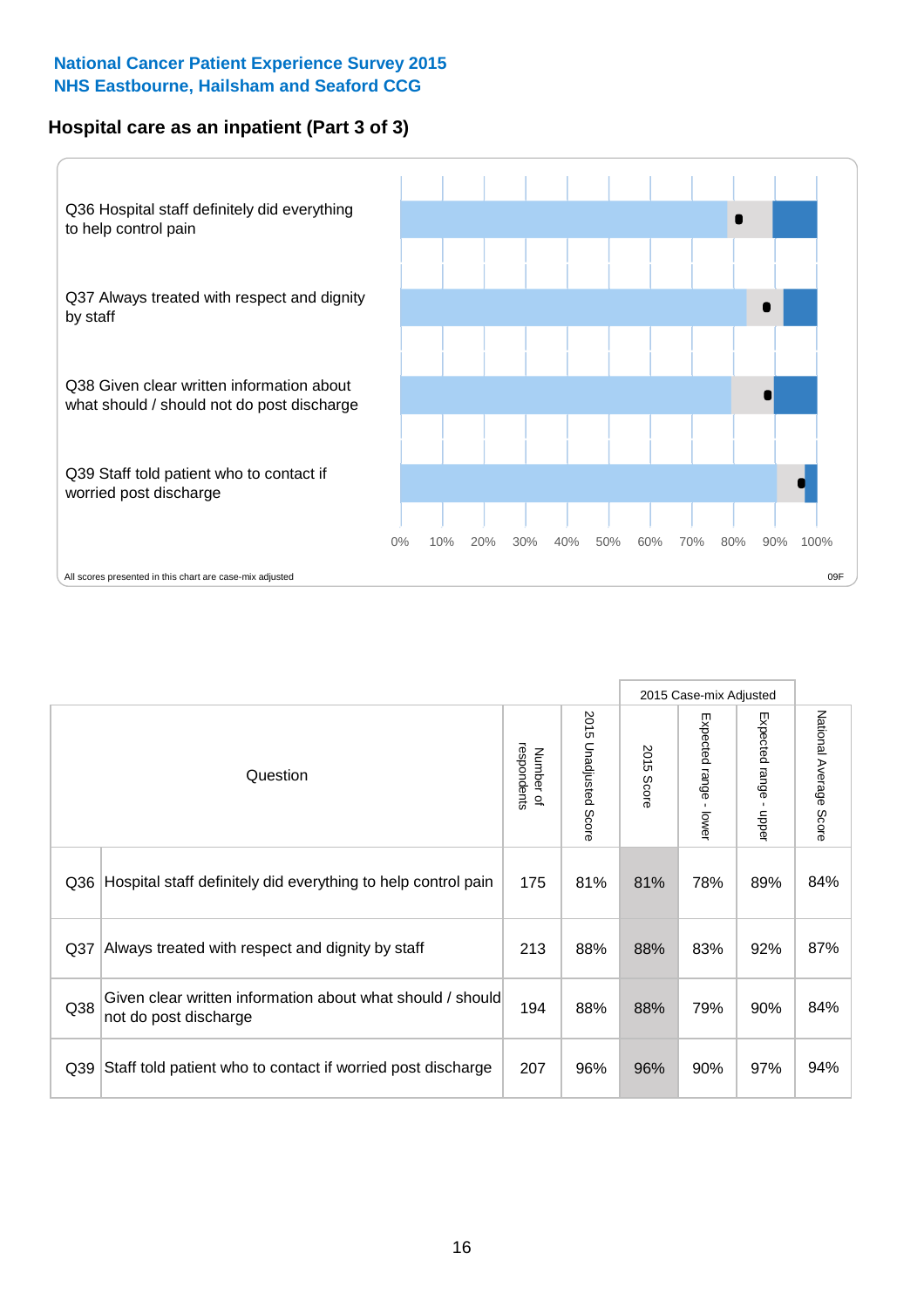**National Cancer Patient Experience Survey 2015**
**NHS Eastbourne, Hailsham and Seaford CCG**

## Hospital care as an inpatient (Part 3 of 3)

Q36 Hospital staff definitely did everything to help control pain

Q37 Always treated with respect and dignity by staff

Q38 Given clear written information about what should / should not do post discharge

Q39 Staff told patient who to contact if worried post discharge

0% 10% 20% 30% 40% 50% 60% 70% 80% 90% 100%

All scores presented in this chart are case-mix adjusted

09F

| Question | | Number of respondents | 2015 Unadjusted Score | 2015 Case-mix Adjusted: 2015 Score | 2015 Case-mix Adjusted: Expected range - lower | 2015 Case-mix Adjusted: Expected range - upper | National Average Score |
|---|---|---|---|---|---|---|---|
| Q36 | Hospital staff definitely did everything to help control pain | 175 | 81% | 81% | 78% | 89% | 84% |
| Q37 | Always treated with respect and dignity by staff | 213 | 88% | 88% | 83% | 92% | 87% |
| Q38 | Given clear written information about what should / should not do post discharge | 194 | 88% | 88% | 79% | 90% | 84% |
| Q39 | Staff told patient who to contact if worried post discharge | 207 | 96% | 96% | 90% | 97% | 94% |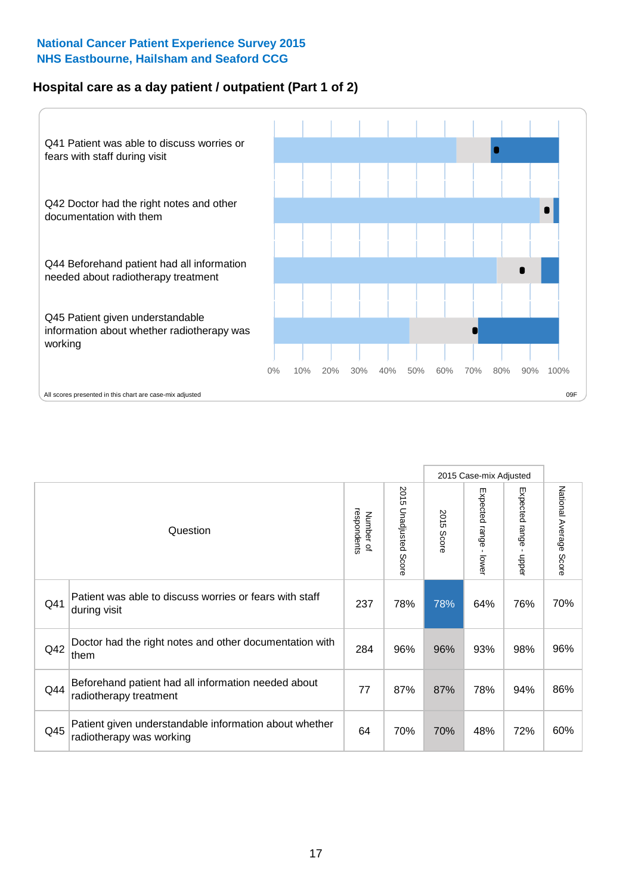National Cancer Patient Experience Survey 2015
NHS Eastbourne, Hailsham and Seaford CCG

## Hospital care as a day patient / outpatient (Part 1 of 2)

Q41 Patient was able to discuss worries or fears with staff during visit

Q42 Doctor had the right notes and other documentation with them

Q44 Beforehand patient had all information needed about radiotherapy treatment

Q45 Patient given understandable information about whether radiotherapy was working

0% 10% 20% 30% 40% 50% 60% 70% 80% 90% 100%

All scores presented in this chart are case-mix adjusted

09F

| Question | | Number of respondents | 2015 Unadjusted Score | 2015 Case-mix Adjusted | | | National Average Score |
|---|---|---|---|---|---|---|---|
| | | | | 2015 Score | Expected range - lower | Expected range - upper | |
| Q41 | Patient was able to discuss worries or fears with staff during visit | 237 | 78% | 78% | 64% | 76% | 70% |
| Q42 | Doctor had the right notes and other documentation with them | 284 | 96% | 96% | 93% | 98% | 96% |
| Q44 | Beforehand patient had all information needed about radiotherapy treatment | 77 | 87% | 87% | 78% | 94% | 86% |
| Q45 | Patient given understandable information about whether radiotherapy was working | 64 | 70% | 70% | 48% | 72% | 60% |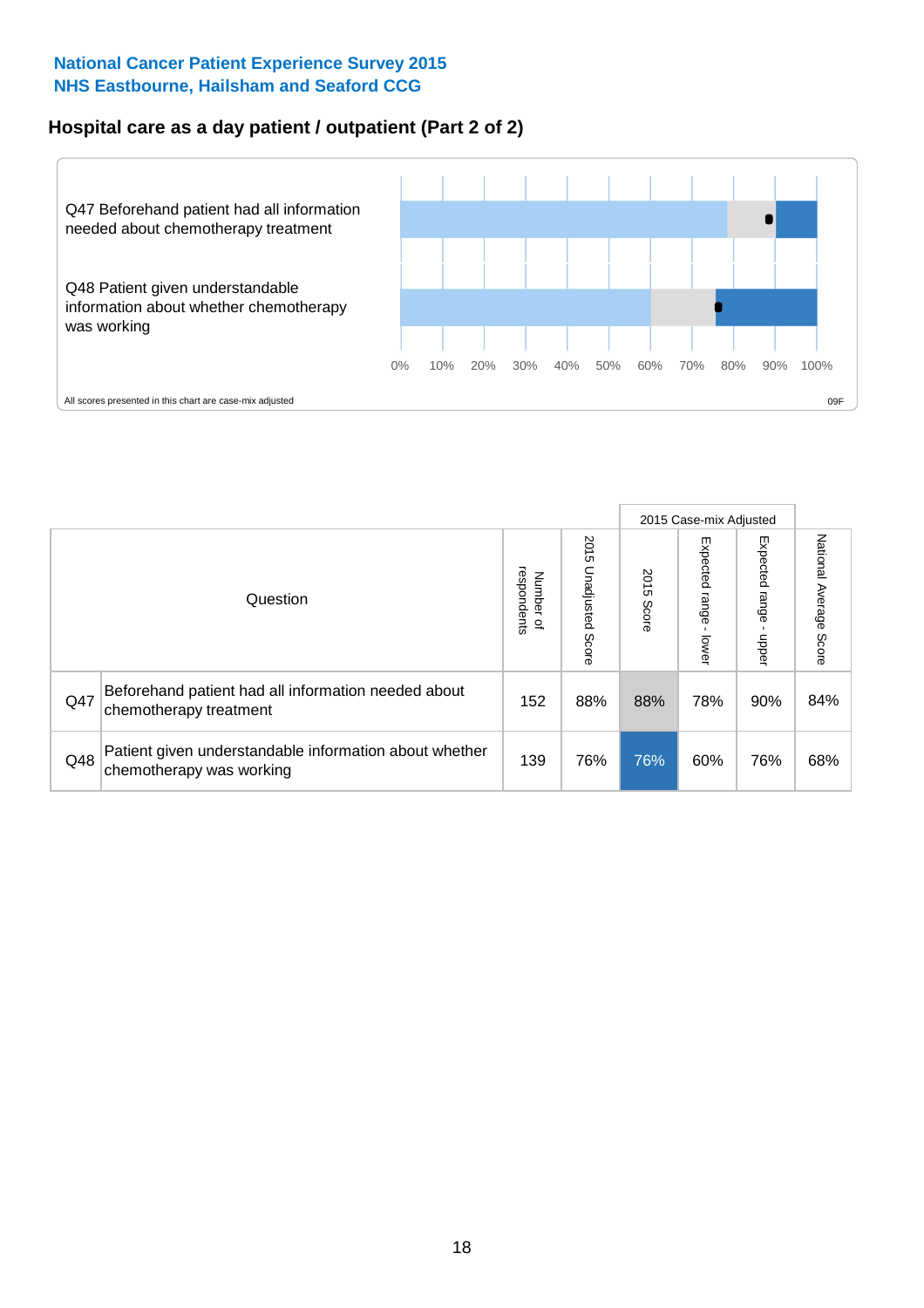## National Cancer Patient Experience Survey 2015
## NHS Eastbourne, Hailsham and Seaford CCG

### Hospital care as a day patient / outpatient (Part 2 of 2)

Q47 Beforehand patient had all information needed about chemotherapy treatment

Q48 Patient given understandable information about whether chemotherapy was working

0% 10% 20% 30% 40% 50% 60% 70% 80% 90% 100%

All scores presented in this chart are case-mix adjusted

09F

| Question | | Number of respondents | 2015 Unadjusted Score | 2015 Case-mix Adjusted | | | National Average Score |
|---|---|---|---|---|---|---|---|
| | | | | 2015 Score | Expected range - lower | Expected range - upper | |
| Q47 | Beforehand patient had all information needed about chemotherapy treatment | 152 | 88% | 88% | 78% | 90% | 84% |
| Q48 | Patient given understandable information about whether chemotherapy was working | 139 | 76% | 76% | 60% | 76% | 68% |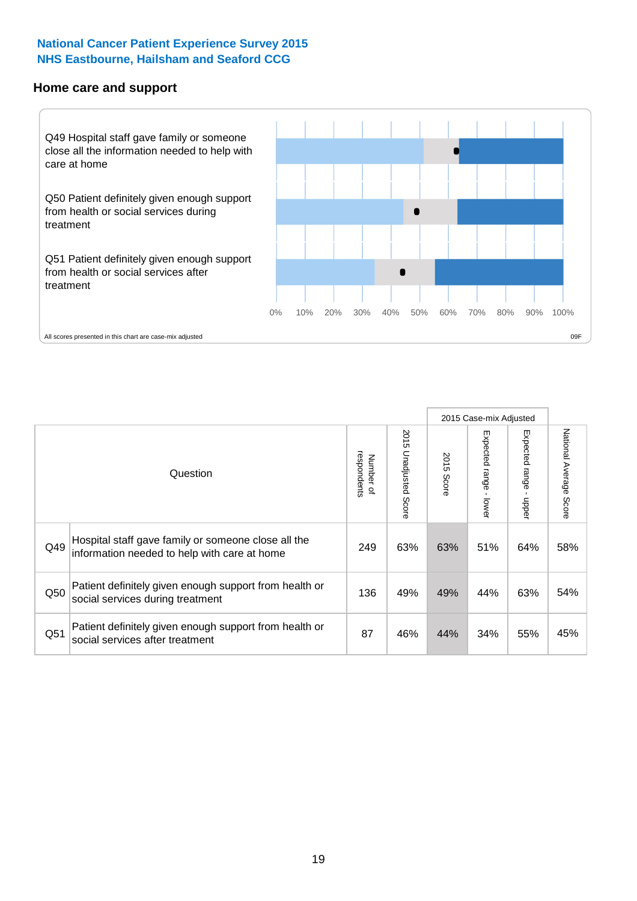**National Cancer Patient Experience Survey 2015**
**NHS Eastbourne, Hailsham and Seaford CCG**

## Home care and support

Q49 Hospital staff gave family or someone close all the information needed to help with care at home

Q50 Patient definitely given enough support from health or social services during treatment

Q51 Patient definitely given enough support from health or social services after treatment

0% 10% 20% 30% 40% 50% 60% 70% 80% 90% 100%

All scores presented in this chart are case-mix adjusted

09F

| | Question | Number of respondents | 2015 Unadjusted Score | 2015 Case-mix Adjusted: 2015 Score | 2015 Case-mix Adjusted: Expected range - lower | 2015 Case-mix Adjusted: Expected range - upper | National Average Score |
|---|---|---|---|---|---|---|---|
| Q49 | Hospital staff gave family or someone close all the information needed to help with care at home | 249 | 63% | 63% | 51% | 64% | 58% |
| Q50 | Patient definitely given enough support from health or social services during treatment | 136 | 49% | 49% | 44% | 63% | 54% |
| Q51 | Patient definitely given enough support from health or social services after treatment | 87 | 46% | 44% | 34% | 55% | 45% |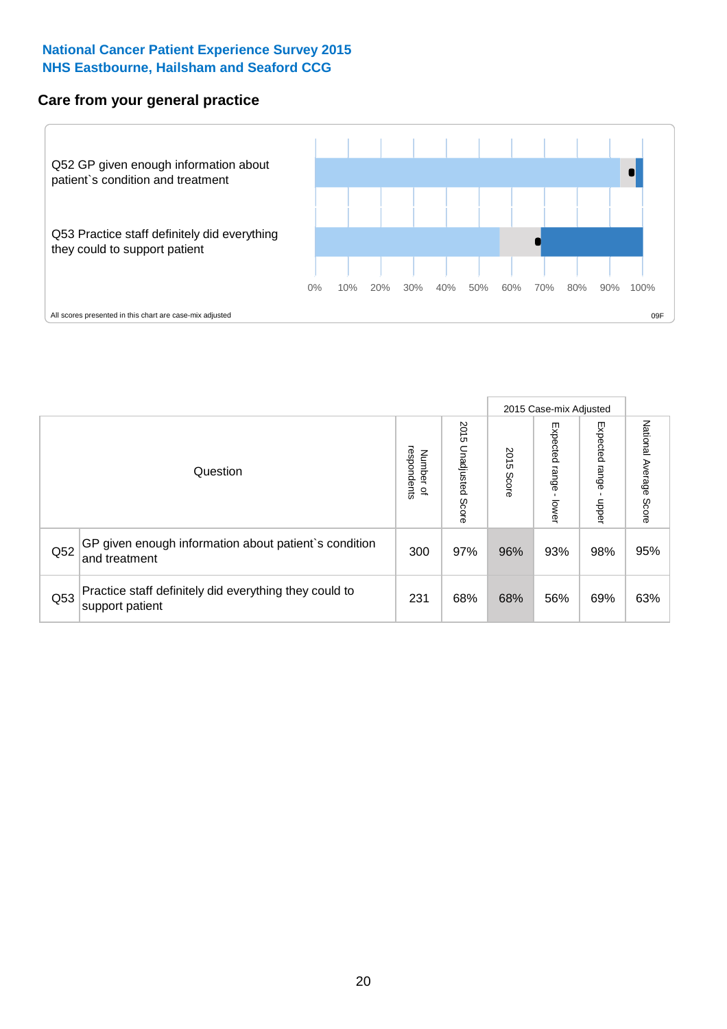**National Cancer Patient Experience Survey 2015**
**NHS Eastbourne, Hailsham and Seaford CCG**

## Care from your general practice

Q52 GP given enough information about patient`s condition and treatment

Q53 Practice staff definitely did everything they could to support patient

0% 10% 20% 30% 40% 50% 60% 70% 80% 90% 100%

All scores presented in this chart are case-mix adjusted

09F

| | Question | Number of respondents | 2015 Unadjusted Score | 2015 Case-mix Adjusted | | | National Average Score |
|---|---|---|---|---|---|---|---|
| | | | | 2015 Score | Expected range - lower | Expected range - upper | |
| Q52 | GP given enough information about patient`s condition and treatment | 300 | 97% | 96% | 93% | 98% | 95% |
| Q53 | Practice staff definitely did everything they could to support patient | 231 | 68% | 68% | 56% | 69% | 63% |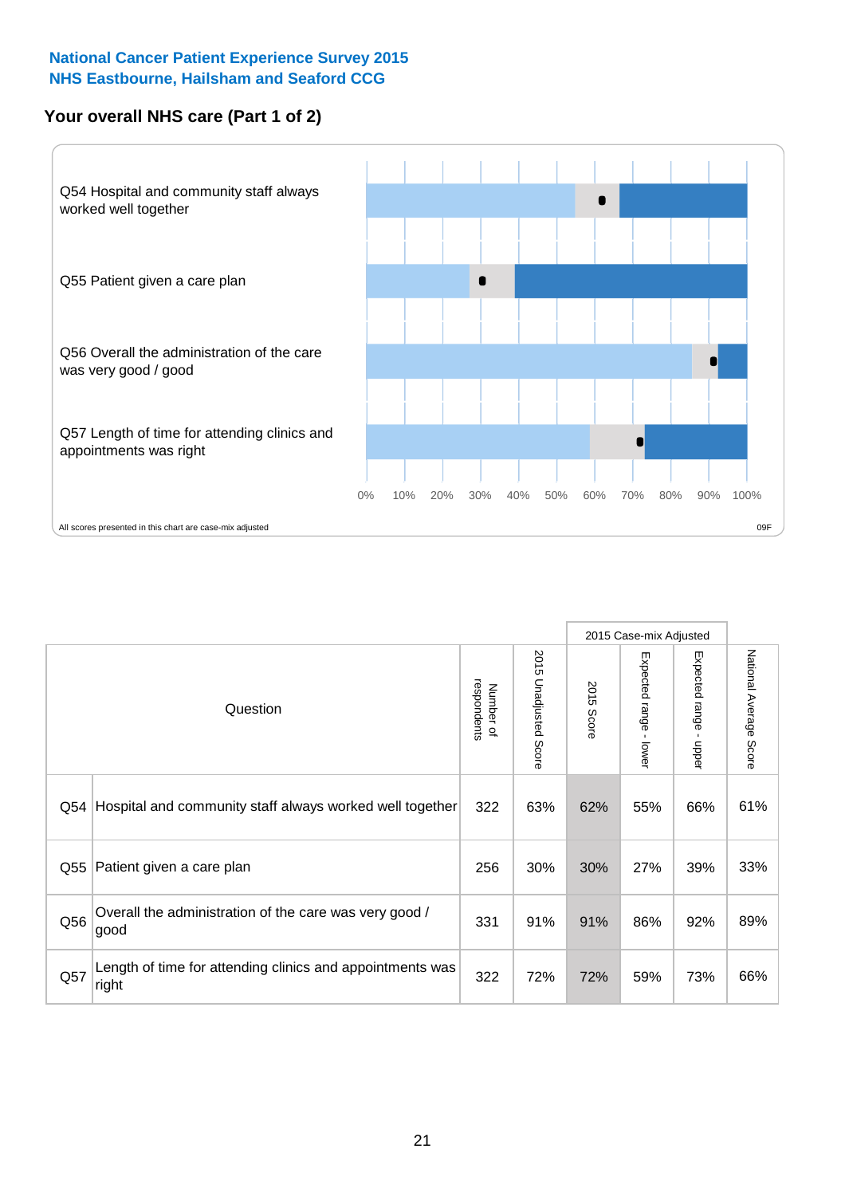National Cancer Patient Experience Survey 2015
NHS Eastbourne, Hailsham and Seaford CCG

## Your overall NHS care (Part 1 of 2)

Q54 Hospital and community staff always worked well together

Q55 Patient given a care plan

Q56 Overall the administration of the care was very good / good

Q57 Length of time for attending clinics and appointments was right

0% 10% 20% 30% 40% 50% 60% 70% 80% 90% 100%

All scores presented in this chart are case-mix adjusted

09F

| Question | | Number of respondents | 2015 Unadjusted Score | 2015 Case-mix Adjusted: 2015 Score | 2015 Case-mix Adjusted: Expected range - lower | 2015 Case-mix Adjusted: Expected range - upper | National Average Score |
|---|---|---|---|---|---|---|---|
| Q54 | Hospital and community staff always worked well together | 322 | 63% | 62% | 55% | 66% | 61% |
| Q55 | Patient given a care plan | 256 | 30% | 30% | 27% | 39% | 33% |
| Q56 | Overall the administration of the care was very good / good | 331 | 91% | 91% | 86% | 92% | 89% |
| Q57 | Length of time for attending clinics and appointments was right | 322 | 72% | 72% | 59% | 73% | 66% |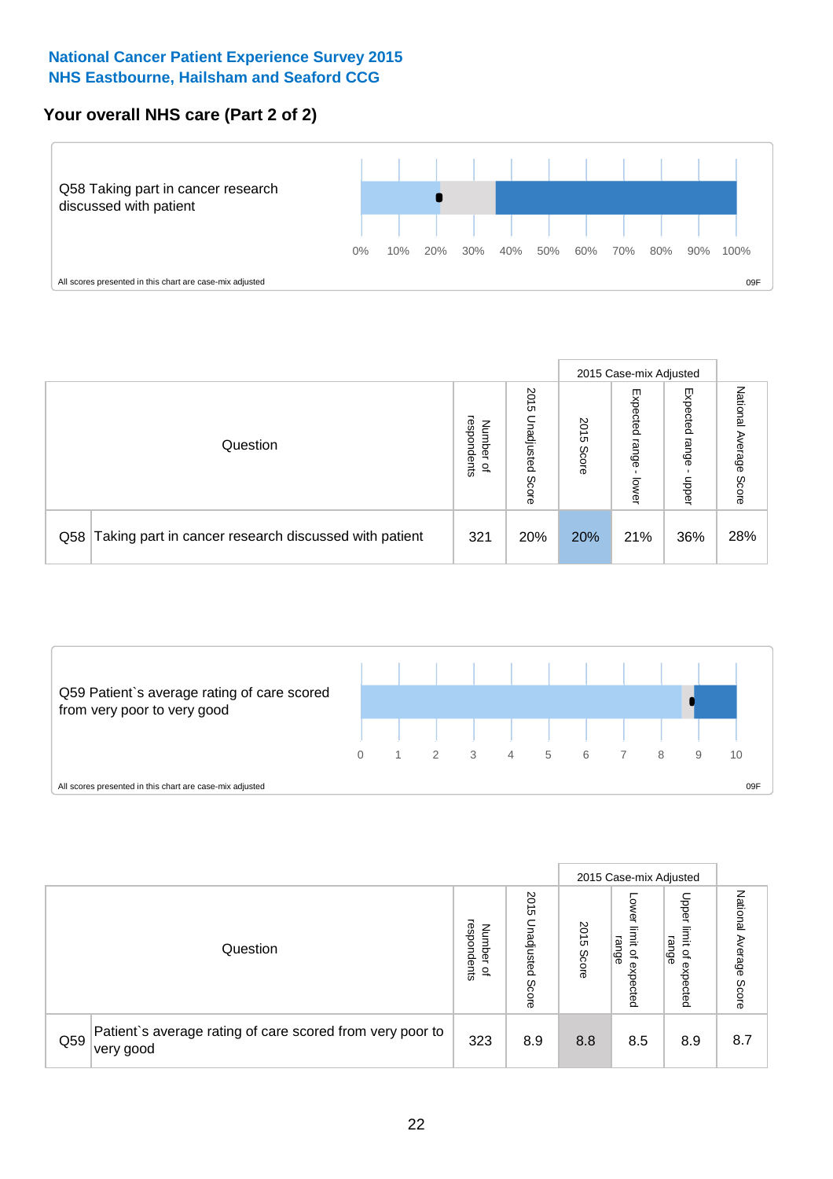National Cancer Patient Experience Survey 2015
NHS Eastbourne, Hailsham and Seaford CCG

## Your overall NHS care (Part 2 of 2)

Q58 Taking part in cancer research discussed with patient

0% 10% 20% 30% 40% 50% 60% 70% 80% 90% 100%

All scores presented in this chart are case-mix adjusted

09F

| Question | | Number of respondents | 2015 Unadjusted Score | 2015 Case-mix Adjusted | | | National Average Score |
|---|---|---|---|---|---|---|---|
| | | | | 2015 Score | Expected range - lower | Expected range - upper | |
| Q58 | Taking part in cancer research discussed with patient | 321 | 20% | 20% | 21% | 36% | 28% |

Q59 Patient`s average rating of care scored from very poor to very good

0 1 2 3 4 5 6 7 8 9 10

All scores presented in this chart are case-mix adjusted

09F

| Question | | Number of respondents | 2015 Unadjusted Score | 2015 Case-mix Adjusted | | | National Average Score |
|---|---|---|---|---|---|---|---|
| | | | | 2015 Score | Lower limit of expected range | Upper limit of expected range | |
| Q59 | Patient`s average rating of care scored from very poor to very good | 323 | 8.9 | 8.8 | 8.5 | 8.9 | 8.7 |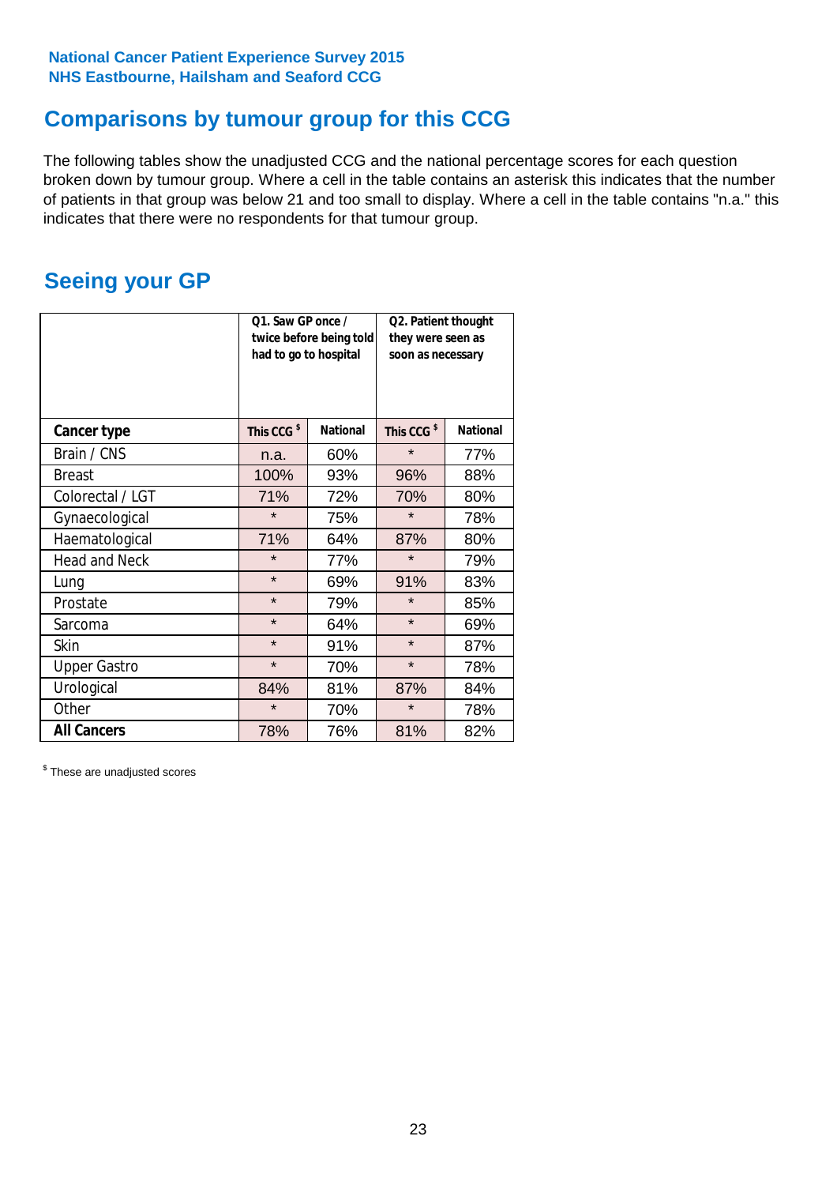National Cancer Patient Experience Survey 2015
NHS Eastbourne, Hailsham and Seaford CCG

## Comparisons by tumour group for this CCG

The following tables show the unadjusted CCG and the national percentage scores for each question broken down by tumour group. Where a cell in the table contains an asterisk this indicates that the number of patients in that group was below 21 and too small to display. Where a cell in the table contains "n.a." this indicates that there were no respondents for that tumour group.

## Seeing your GP

| | Q1. Saw GP once / twice before being told had to go to hospital | | Q2. Patient thought they were seen as soon as necessary | |
|---|---|---|---|---|
| **Cancer type** | This CCG $ | National | This CCG $ | National |
| Brain / CNS | n.a. | 60% | * | 77% |
| Breast | 100% | 93% | 96% | 88% |
| Colorectal / LGT | 71% | 72% | 70% | 80% |
| Gynaecological | * | 75% | * | 78% |
| Haematological | 71% | 64% | 87% | 80% |
| Head and Neck | * | 77% | * | 79% |
| Lung | * | 69% | 91% | 83% |
| Prostate | * | 79% | * | 85% |
| Sarcoma | * | 64% | * | 69% |
| Skin | * | 91% | * | 87% |
| Upper Gastro | * | 70% | * | 78% |
| Urological | 84% | 81% | 87% | 84% |
| Other | * | 70% | * | 78% |
| **All Cancers** | 78% | 76% | 81% | 82% |

$ These are unadjusted scores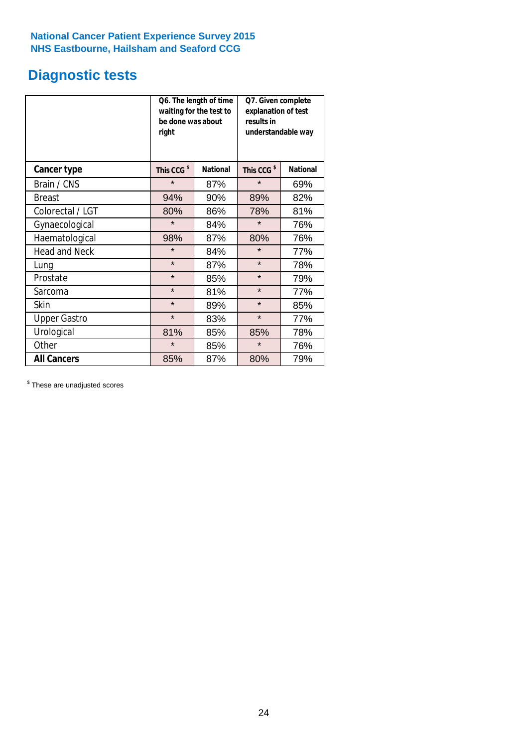**National Cancer Patient Experience Survey 2015**
**NHS Eastbourne, Hailsham and Seaford CCG**

# Diagnostic tests

| | Q6. The length of time waiting for the test to be done was about right | | Q7. Given complete explanation of test results in understandable way | |
|---|---|---|---|---|
| **Cancer type** | **This CCG $** | **National** | **This CCG $** | **National** |
| Brain / CNS | * | 87% | * | 69% |
| Breast | 94% | 90% | 89% | 82% |
| Colorectal / LGT | 80% | 86% | 78% | 81% |
| Gynaecological | * | 84% | * | 76% |
| Haematological | 98% | 87% | 80% | 76% |
| Head and Neck | * | 84% | * | 77% |
| Lung | * | 87% | * | 78% |
| Prostate | * | 85% | * | 79% |
| Sarcoma | * | 81% | * | 77% |
| Skin | * | 89% | * | 85% |
| Upper Gastro | * | 83% | * | 77% |
| Urological | 81% | 85% | 85% | 78% |
| Other | * | 85% | * | 76% |
| **All Cancers** | 85% | 87% | 80% | 79% |

$ These are unadjusted scores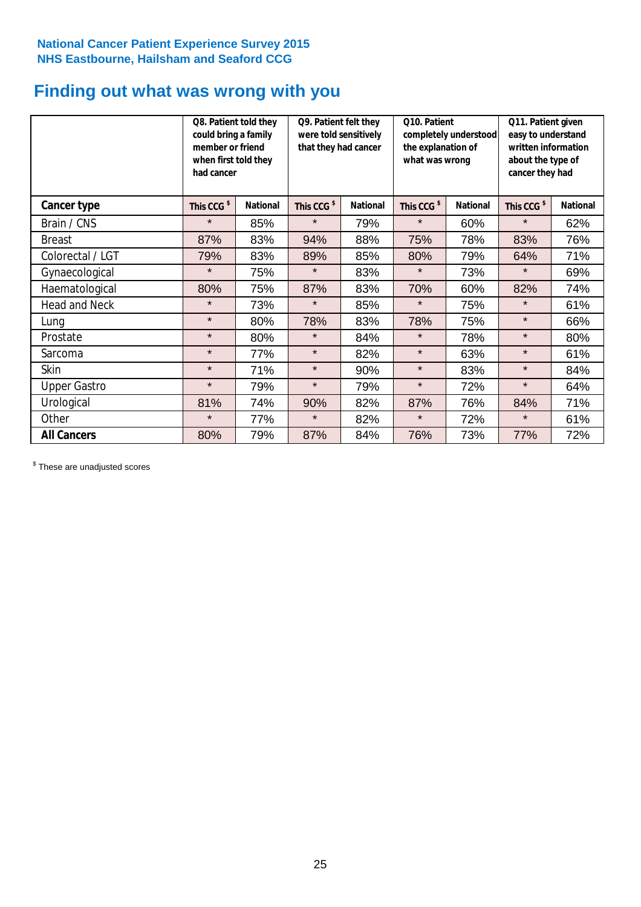National Cancer Patient Experience Survey 2015
NHS Eastbourne, Hailsham and Seaford CCG

# Finding out what was wrong with you

| | Q8. Patient told they could bring a family member or friend when first told they had cancer | | Q9. Patient felt they were told sensitively that they had cancer | | Q10. Patient completely understood the explanation of what was wrong | | Q11. Patient given easy to understand written information about the type of cancer they had | |
|---|---|---|---|---|---|---|---|---|
| **Cancer type** | **This CCG $** | **National** | **This CCG $** | **National** | **This CCG $** | **National** | **This CCG $** | **National** |
| Brain / CNS | * | 85% | * | 79% | * | 60% | * | 62% |
| Breast | 87% | 83% | 94% | 88% | 75% | 78% | 83% | 76% |
| Colorectal / LGT | 79% | 83% | 89% | 85% | 80% | 79% | 64% | 71% |
| Gynaecological | * | 75% | * | 83% | * | 73% | * | 69% |
| Haematological | 80% | 75% | 87% | 83% | 70% | 60% | 82% | 74% |
| Head and Neck | * | 73% | * | 85% | * | 75% | * | 61% |
| Lung | * | 80% | 78% | 83% | 78% | 75% | * | 66% |
| Prostate | * | 80% | * | 84% | * | 78% | * | 80% |
| Sarcoma | * | 77% | * | 82% | * | 63% | * | 61% |
| Skin | * | 71% | * | 90% | * | 83% | * | 84% |
| Upper Gastro | * | 79% | * | 79% | * | 72% | * | 64% |
| Urological | 81% | 74% | 90% | 82% | 87% | 76% | 84% | 71% |
| Other | * | 77% | * | 82% | * | 72% | * | 61% |
| **All Cancers** | 80% | 79% | 87% | 84% | 76% | 73% | 77% | 72% |

$ These are unadjusted scores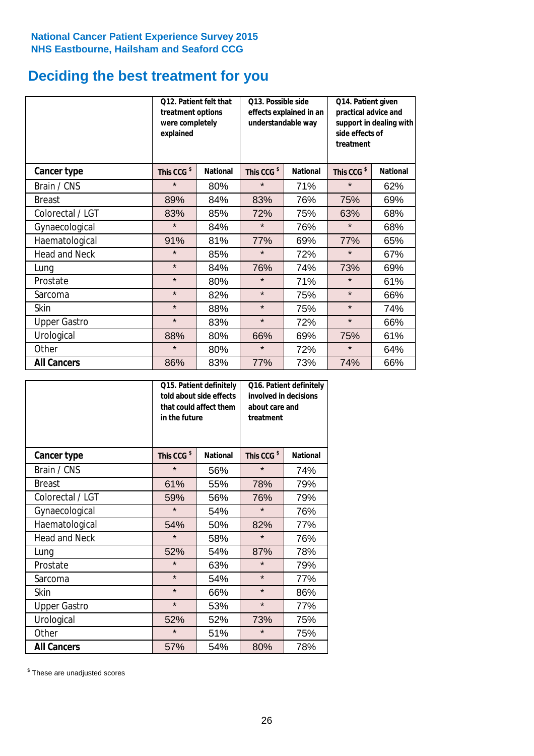National Cancer Patient Experience Survey 2015
NHS Eastbourne, Hailsham and Seaford CCG

# Deciding the best treatment for you

| | Q12. Patient felt that treatment options were completely explained | | Q13. Possible side effects explained in an understandable way | | Q14. Patient given practical advice and support in dealing with side effects of treatment | |
|---|---|---|---|---|---|---|
| **Cancer type** | **This CCG $** | **National** | **This CCG $** | **National** | **This CCG $** | **National** |
| Brain / CNS | * | 80% | * | 71% | * | 62% |
| Breast | 89% | 84% | 83% | 76% | 75% | 69% |
| Colorectal / LGT | 83% | 85% | 72% | 75% | 63% | 68% |
| Gynaecological | * | 84% | * | 76% | * | 68% |
| Haematological | 91% | 81% | 77% | 69% | 77% | 65% |
| Head and Neck | * | 85% | * | 72% | * | 67% |
| Lung | * | 84% | 76% | 74% | 73% | 69% |
| Prostate | * | 80% | * | 71% | * | 61% |
| Sarcoma | * | 82% | * | 75% | * | 66% |
| Skin | * | 88% | * | 75% | * | 74% |
| Upper Gastro | * | 83% | * | 72% | * | 66% |
| Urological | 88% | 80% | 66% | 69% | 75% | 61% |
| Other | * | 80% | * | 72% | * | 64% |
| **All Cancers** | 86% | 83% | 77% | 73% | 74% | 66% |

| | Q15. Patient definitely told about side effects that could affect them in the future | | Q16. Patient definitely involved in decisions about care and treatment | |
|---|---|---|---|---|
| **Cancer type** | **This CCG $** | **National** | **This CCG $** | **National** |
| Brain / CNS | * | 56% | * | 74% |
| Breast | 61% | 55% | 78% | 79% |
| Colorectal / LGT | 59% | 56% | 76% | 79% |
| Gynaecological | * | 54% | * | 76% |
| Haematological | 54% | 50% | 82% | 77% |
| Head and Neck | * | 58% | * | 76% |
| Lung | 52% | 54% | 87% | 78% |
| Prostate | * | 63% | * | 79% |
| Sarcoma | * | 54% | * | 77% |
| Skin | * | 66% | * | 86% |
| Upper Gastro | * | 53% | * | 77% |
| Urological | 52% | 52% | 73% | 75% |
| Other | * | 51% | * | 75% |
| **All Cancers** | 57% | 54% | 80% | 78% |

$ These are unadjusted scores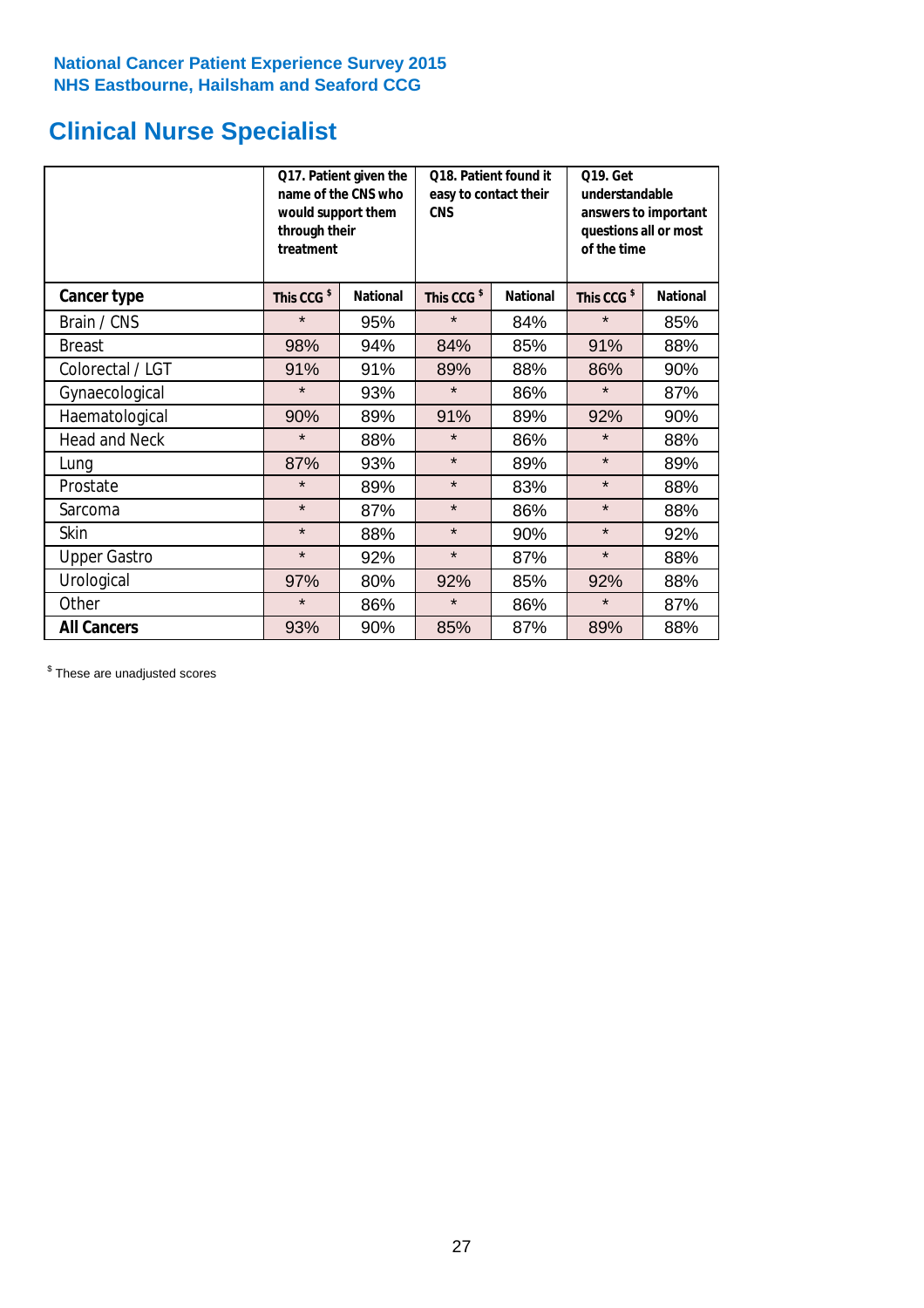National Cancer Patient Experience Survey 2015
NHS Eastbourne, Hailsham and Seaford CCG

# Clinical Nurse Specialist

| | Q17. Patient given the name of the CNS who would support them through their treatment | | Q18. Patient found it easy to contact their CNS | | Q19. Get understandable answers to important questions all or most of the time | |
|---|---|---|---|---|---|---|
| **Cancer type** | **This CCG $** | **National** | **This CCG $** | **National** | **This CCG $** | **National** |
| Brain / CNS | * | 95% | * | 84% | * | 85% |
| Breast | 98% | 94% | 84% | 85% | 91% | 88% |
| Colorectal / LGT | 91% | 91% | 89% | 88% | 86% | 90% |
| Gynaecological | * | 93% | * | 86% | * | 87% |
| Haematological | 90% | 89% | 91% | 89% | 92% | 90% |
| Head and Neck | * | 88% | * | 86% | * | 88% |
| Lung | 87% | 93% | * | 89% | * | 89% |
| Prostate | * | 89% | * | 83% | * | 88% |
| Sarcoma | * | 87% | * | 86% | * | 88% |
| Skin | * | 88% | * | 90% | * | 92% |
| Upper Gastro | * | 92% | * | 87% | * | 88% |
| Urological | 97% | 80% | 92% | 85% | 92% | 88% |
| Other | * | 86% | * | 86% | * | 87% |
| **All Cancers** | 93% | 90% | 85% | 87% | 89% | 88% |

$ These are unadjusted scores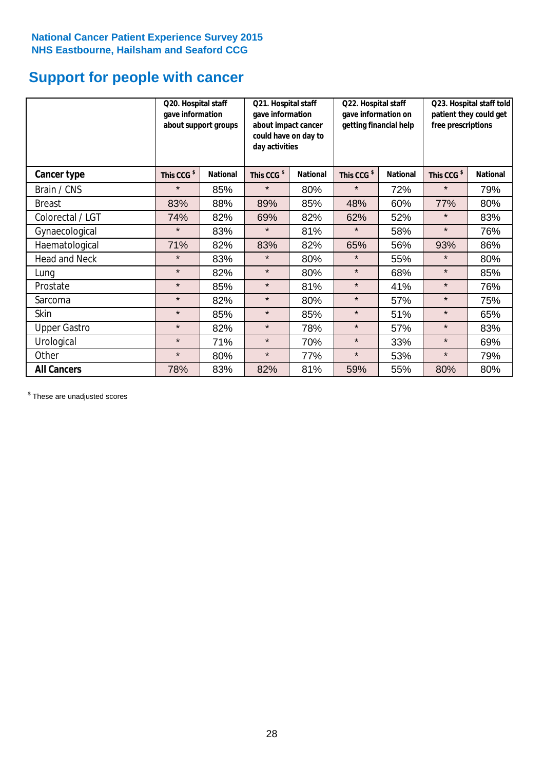**National Cancer Patient Experience Survey 2015**
**NHS Eastbourne, Hailsham and Seaford CCG**

# Support for people with cancer

| | Q20. Hospital staff gave information about support groups | | Q21. Hospital staff gave information about impact cancer could have on day to day activities | | Q22. Hospital staff gave information on getting financial help | | Q23. Hospital staff told patient they could get free prescriptions | |
|---|---|---|---|---|---|---|---|---|
| **Cancer type** | **This CCG $** | **National** | **This CCG $** | **National** | **This CCG $** | **National** | **This CCG $** | **National** |
| Brain / CNS | * | 85% | * | 80% | * | 72% | * | 79% |
| Breast | 83% | 88% | 89% | 85% | 48% | 60% | 77% | 80% |
| Colorectal / LGT | 74% | 82% | 69% | 82% | 62% | 52% | * | 83% |
| Gynaecological | * | 83% | * | 81% | * | 58% | * | 76% |
| Haematological | 71% | 82% | 83% | 82% | 65% | 56% | 93% | 86% |
| Head and Neck | * | 83% | * | 80% | * | 55% | * | 80% |
| Lung | * | 82% | * | 80% | * | 68% | * | 85% |
| Prostate | * | 85% | * | 81% | * | 41% | * | 76% |
| Sarcoma | * | 82% | * | 80% | * | 57% | * | 75% |
| Skin | * | 85% | * | 85% | * | 51% | * | 65% |
| Upper Gastro | * | 82% | * | 78% | * | 57% | * | 83% |
| Urological | * | 71% | * | 70% | * | 33% | * | 69% |
| Other | * | 80% | * | 77% | * | 53% | * | 79% |
| **All Cancers** | 78% | 83% | 82% | 81% | 59% | 55% | 80% | 80% |

$ These are unadjusted scores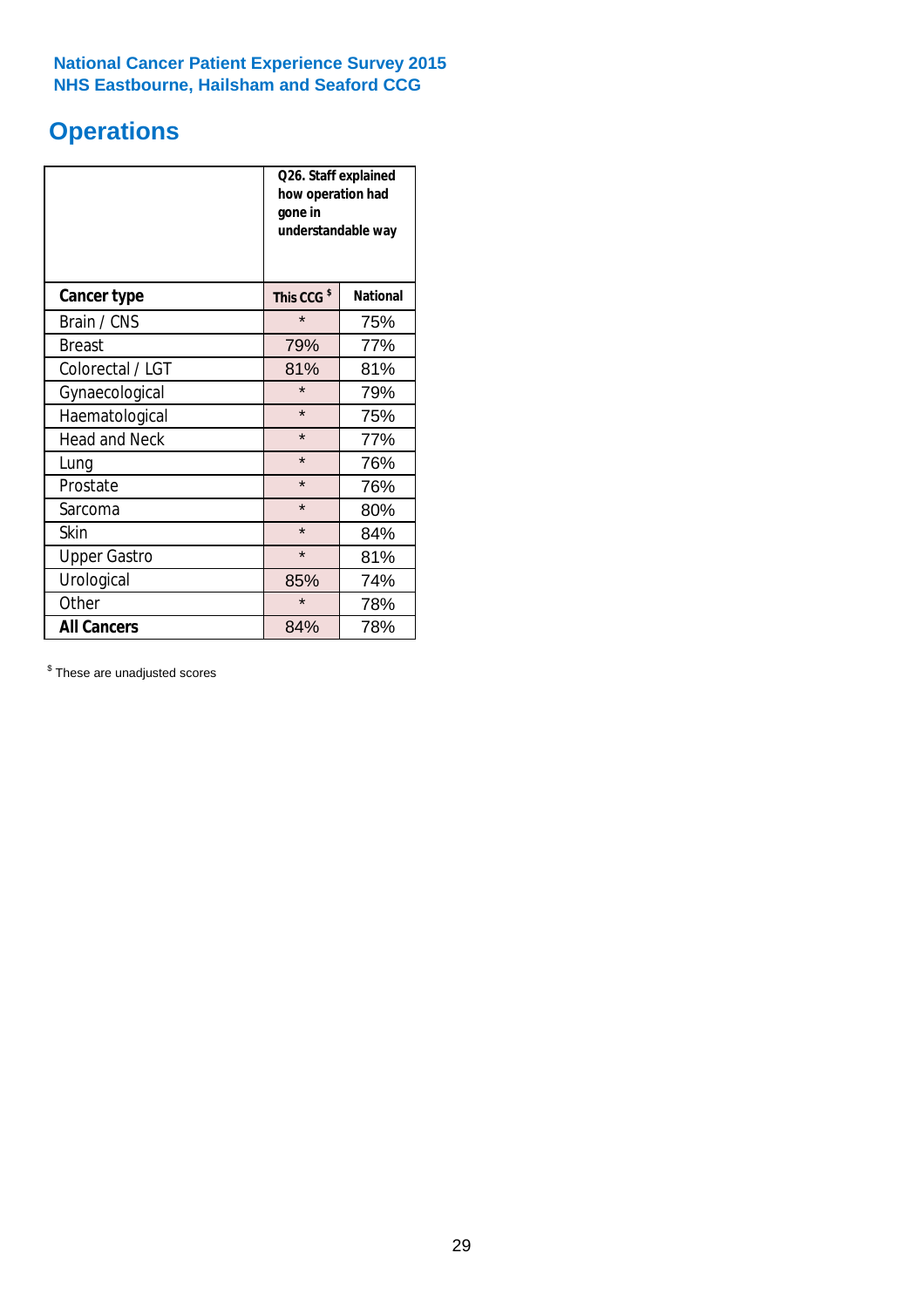**National Cancer Patient Experience Survey 2015**
**NHS Eastbourne, Hailsham and Seaford CCG**

## Operations

| | Q26. Staff explained how operation had gone in understandable way | |
|---|---|---|
| **Cancer type** | **This CCG** $ | **National** |
| Brain / CNS | * | 75% |
| Breast | 79% | 77% |
| Colorectal / LGT | 81% | 81% |
| Gynaecological | * | 79% |
| Haematological | * | 75% |
| Head and Neck | * | 77% |
| Lung | * | 76% |
| Prostate | * | 76% |
| Sarcoma | * | 80% |
| Skin | * | 84% |
| Upper Gastro | * | 81% |
| Urological | 85% | 74% |
| Other | * | 78% |
| **All Cancers** | 84% | 78% |

$ These are unadjusted scores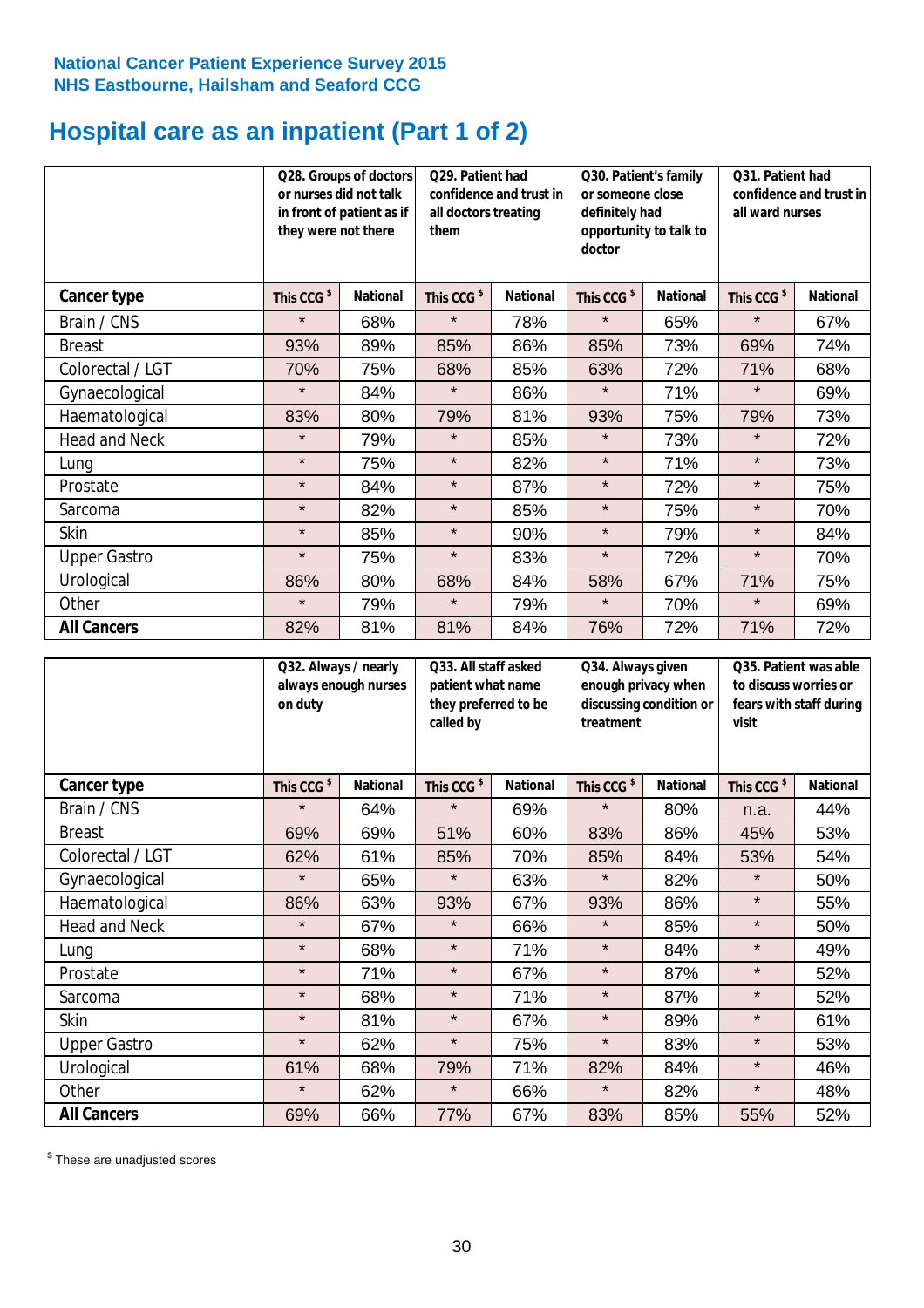National Cancer Patient Experience Survey 2015
NHS Eastbourne, Hailsham and Seaford CCG

# Hospital care as an inpatient (Part 1 of 2)

| | Q28. Groups of doctors or nurses did not talk in front of patient as if they were not there | | Q29. Patient had confidence and trust in all doctors treating them | | Q30. Patient's family or someone close definitely had opportunity to talk to doctor | | Q31. Patient had confidence and trust in all ward nurses | |
|---|---|---|---|---|---|---|---|---|
| **Cancer type** | **This CCG $** | **National** | **This CCG $** | **National** | **This CCG $** | **National** | **This CCG $** | **National** |
| Brain / CNS | * | 68% | * | 78% | * | 65% | * | 67% |
| Breast | 93% | 89% | 85% | 86% | 85% | 73% | 69% | 74% |
| Colorectal / LGT | 70% | 75% | 68% | 85% | 63% | 72% | 71% | 68% |
| Gynaecological | * | 84% | * | 86% | * | 71% | * | 69% |
| Haematological | 83% | 80% | 79% | 81% | 93% | 75% | 79% | 73% |
| Head and Neck | * | 79% | * | 85% | * | 73% | * | 72% |
| Lung | * | 75% | * | 82% | * | 71% | * | 73% |
| Prostate | * | 84% | * | 87% | * | 72% | * | 75% |
| Sarcoma | * | 82% | * | 85% | * | 75% | * | 70% |
| Skin | * | 85% | * | 90% | * | 79% | * | 84% |
| Upper Gastro | * | 75% | * | 83% | * | 72% | * | 70% |
| Urological | 86% | 80% | 68% | 84% | 58% | 67% | 71% | 75% |
| Other | * | 79% | * | 79% | * | 70% | * | 69% |
| **All Cancers** | 82% | 81% | 81% | 84% | 76% | 72% | 71% | 72% |

| | Q32. Always / nearly always enough nurses on duty | | Q33. All staff asked patient what name they preferred to be called by | | Q34. Always given enough privacy when discussing condition or treatment | | Q35. Patient was able to discuss worries or fears with staff during visit | |
|---|---|---|---|---|---|---|---|---|
| **Cancer type** | **This CCG $** | **National** | **This CCG $** | **National** | **This CCG $** | **National** | **This CCG $** | **National** |
| Brain / CNS | * | 64% | * | 69% | * | 80% | n.a. | 44% |
| Breast | 69% | 69% | 51% | 60% | 83% | 86% | 45% | 53% |
| Colorectal / LGT | 62% | 61% | 85% | 70% | 85% | 84% | 53% | 54% |
| Gynaecological | * | 65% | * | 63% | * | 82% | * | 50% |
| Haematological | 86% | 63% | 93% | 67% | 93% | 86% | * | 55% |
| Head and Neck | * | 67% | * | 66% | * | 85% | * | 50% |
| Lung | * | 68% | * | 71% | * | 84% | * | 49% |
| Prostate | * | 71% | * | 67% | * | 87% | * | 52% |
| Sarcoma | * | 68% | * | 71% | * | 87% | * | 52% |
| Skin | * | 81% | * | 67% | * | 89% | * | 61% |
| Upper Gastro | * | 62% | * | 75% | * | 83% | * | 53% |
| Urological | 61% | 68% | 79% | 71% | 82% | 84% | * | 46% |
| Other | * | 62% | * | 66% | * | 82% | * | 48% |
| **All Cancers** | 69% | 66% | 77% | 67% | 83% | 85% | 55% | 52% |

$ These are unadjusted scores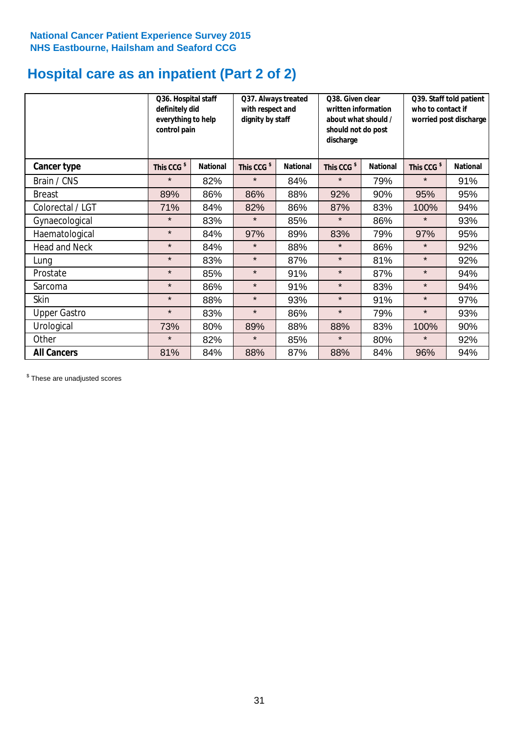National Cancer Patient Experience Survey 2015
NHS Eastbourne, Hailsham and Seaford CCG

# Hospital care as an inpatient (Part 2 of 2)

| | Q36. Hospital staff definitely did everything to help control pain | | Q37. Always treated with respect and dignity by staff | | Q38. Given clear written information about what should / should not do post discharge | | Q39. Staff told patient who to contact if worried post discharge | |
|---|---|---|---|---|---|---|---|---|
| **Cancer type** | This CCG $ | National | This CCG $ | National | This CCG $ | National | This CCG $ | National |
| Brain / CNS | * | 82% | * | 84% | * | 79% | * | 91% |
| Breast | 89% | 86% | 86% | 88% | 92% | 90% | 95% | 95% |
| Colorectal / LGT | 71% | 84% | 82% | 86% | 87% | 83% | 100% | 94% |
| Gynaecological | * | 83% | * | 85% | * | 86% | * | 93% |
| Haematological | * | 84% | 97% | 89% | 83% | 79% | 97% | 95% |
| Head and Neck | * | 84% | * | 88% | * | 86% | * | 92% |
| Lung | * | 83% | * | 87% | * | 81% | * | 92% |
| Prostate | * | 85% | * | 91% | * | 87% | * | 94% |
| Sarcoma | * | 86% | * | 91% | * | 83% | * | 94% |
| Skin | * | 88% | * | 93% | * | 91% | * | 97% |
| Upper Gastro | * | 83% | * | 86% | * | 79% | * | 93% |
| Urological | 73% | 80% | 89% | 88% | 88% | 83% | 100% | 90% |
| Other | * | 82% | * | 85% | * | 80% | * | 92% |
| **All Cancers** | 81% | 84% | 88% | 87% | 88% | 84% | 96% | 94% |

$ These are unadjusted scores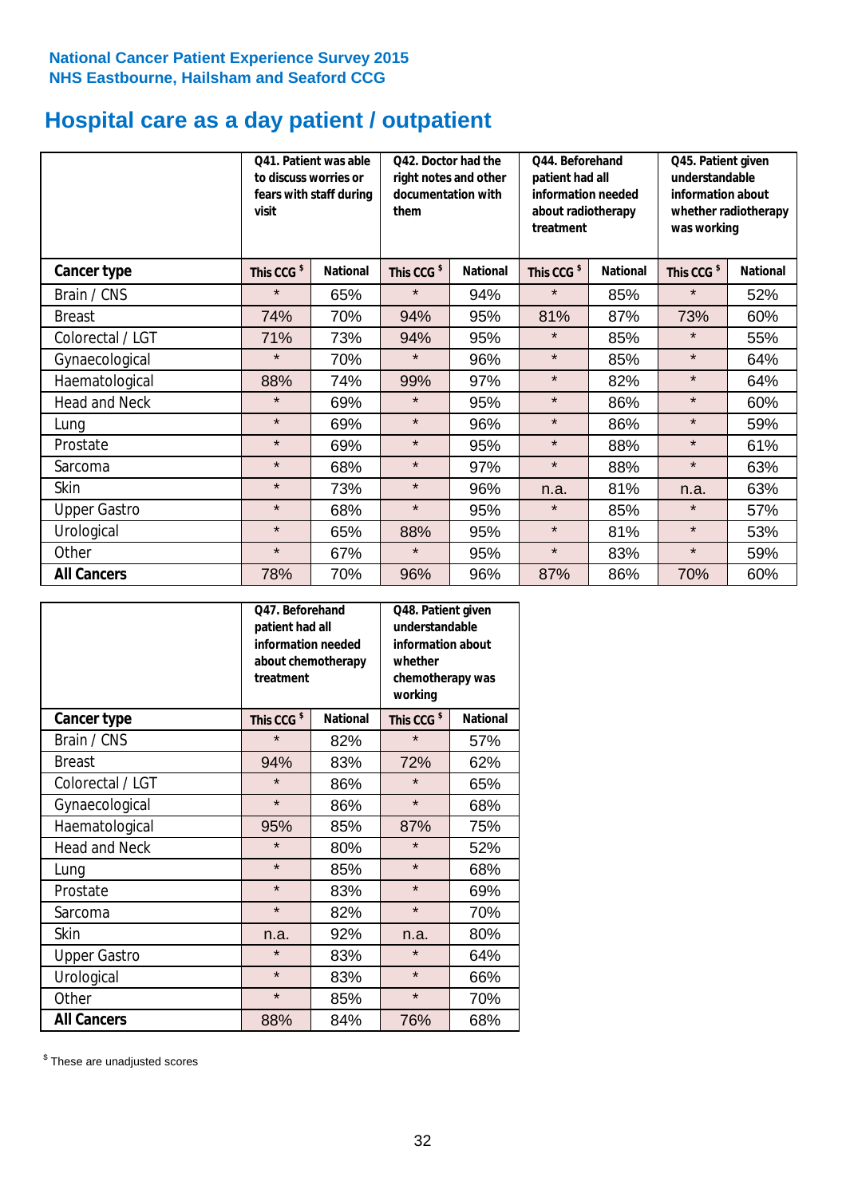National Cancer Patient Experience Survey 2015
NHS Eastbourne, Hailsham and Seaford CCG

# Hospital care as a day patient / outpatient

| | Q41. Patient was able to discuss worries or fears with staff during visit | | Q42. Doctor had the right notes and other documentation with them | | Q44. Beforehand patient had all information needed about radiotherapy treatment | | Q45. Patient given understandable information about whether radiotherapy was working | |
|---|---|---|---|---|---|---|---|---|
| **Cancer type** | **This CCG $** | **National** | **This CCG $** | **National** | **This CCG $** | **National** | **This CCG $** | **National** |
| Brain / CNS | * | 65% | * | 94% | * | 85% | * | 52% |
| Breast | 74% | 70% | 94% | 95% | 81% | 87% | 73% | 60% |
| Colorectal / LGT | 71% | 73% | 94% | 95% | * | 85% | * | 55% |
| Gynaecological | * | 70% | * | 96% | * | 85% | * | 64% |
| Haematological | 88% | 74% | 99% | 97% | * | 82% | * | 64% |
| Head and Neck | * | 69% | * | 95% | * | 86% | * | 60% |
| Lung | * | 69% | * | 96% | * | 86% | * | 59% |
| Prostate | * | 69% | * | 95% | * | 88% | * | 61% |
| Sarcoma | * | 68% | * | 97% | * | 88% | * | 63% |
| Skin | * | 73% | * | 96% | n.a. | 81% | n.a. | 63% |
| Upper Gastro | * | 68% | * | 95% | * | 85% | * | 57% |
| Urological | * | 65% | 88% | 95% | * | 81% | * | 53% |
| Other | * | 67% | * | 95% | * | 83% | * | 59% |
| **All Cancers** | 78% | 70% | 96% | 96% | 87% | 86% | 70% | 60% |

| | Q47. Beforehand patient had all information needed about chemotherapy treatment | | Q48. Patient given understandable information about whether chemotherapy was working | |
|---|---|---|---|---|
| **Cancer type** | **This CCG $** | **National** | **This CCG $** | **National** |
| Brain / CNS | * | 82% | * | 57% |
| Breast | 94% | 83% | 72% | 62% |
| Colorectal / LGT | * | 86% | * | 65% |
| Gynaecological | * | 86% | * | 68% |
| Haematological | 95% | 85% | 87% | 75% |
| Head and Neck | * | 80% | * | 52% |
| Lung | * | 85% | * | 68% |
| Prostate | * | 83% | * | 69% |
| Sarcoma | * | 82% | * | 70% |
| Skin | n.a. | 92% | n.a. | 80% |
| Upper Gastro | * | 83% | * | 64% |
| Urological | * | 83% | * | 66% |
| Other | * | 85% | * | 70% |
| **All Cancers** | 88% | 84% | 76% | 68% |

$ These are unadjusted scores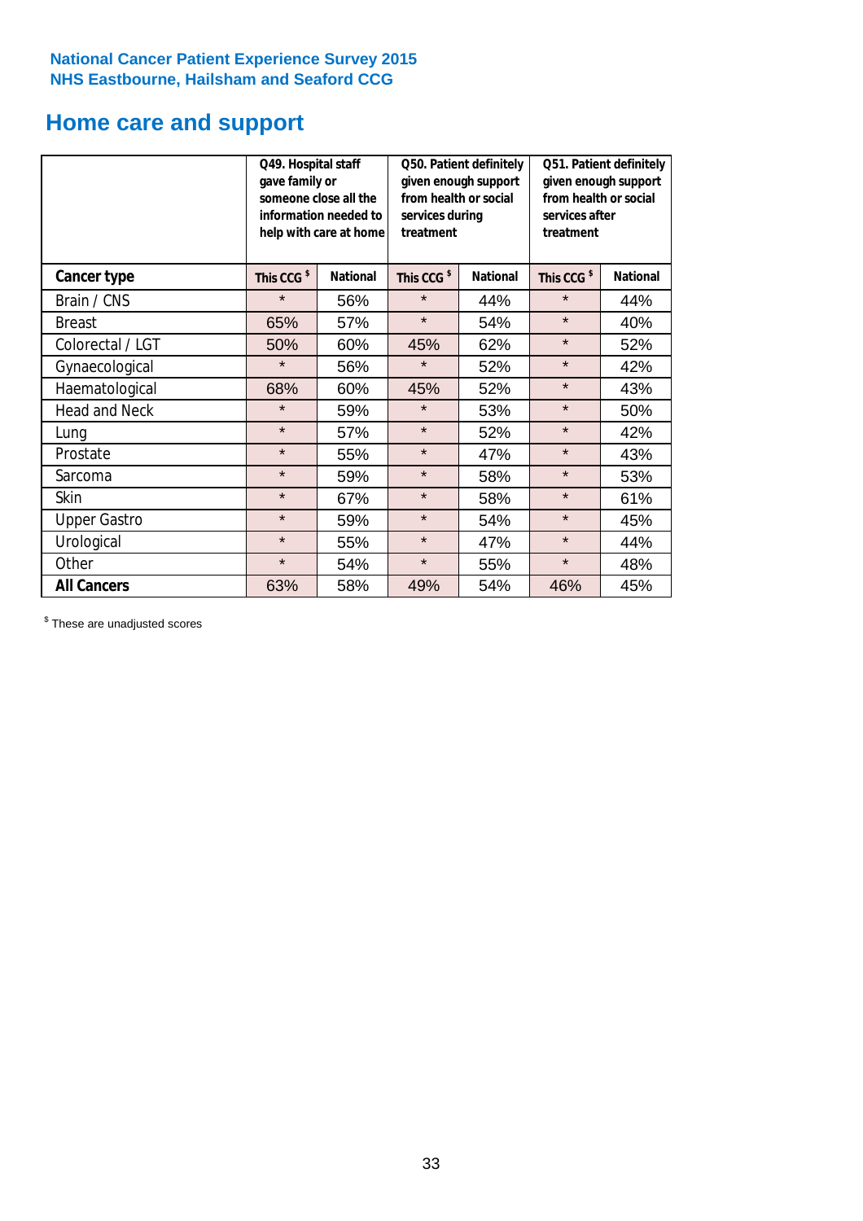National Cancer Patient Experience Survey 2015
NHS Eastbourne, Hailsham and Seaford CCG

## Home care and support

| | Q49. Hospital staff gave family or someone close all the information needed to help with care at home | | Q50. Patient definitely given enough support from health or social services during treatment | | Q51. Patient definitely given enough support from health or social services after treatment | |
|---|---|---|---|---|---|---|
| **Cancer type** | **This CCG [$]** | **National** | **This CCG [$]** | **National** | **This CCG [$]** | **National** |
| Brain / CNS | * | 56% | * | 44% | * | 44% |
| Breast | 65% | 57% | * | 54% | * | 40% |
| Colorectal / LGT | 50% | 60% | 45% | 62% | * | 52% |
| Gynaecological | * | 56% | * | 52% | * | 42% |
| Haematological | 68% | 60% | 45% | 52% | * | 43% |
| Head and Neck | * | 59% | * | 53% | * | 50% |
| Lung | * | 57% | * | 52% | * | 42% |
| Prostate | * | 55% | * | 47% | * | 43% |
| Sarcoma | * | 59% | * | 58% | * | 53% |
| Skin | * | 67% | * | 58% | * | 61% |
| Upper Gastro | * | 59% | * | 54% | * | 45% |
| Urological | * | 55% | * | 47% | * | 44% |
| Other | * | 54% | * | 55% | * | 48% |
| **All Cancers** | 63% | 58% | 49% | 54% | 46% | 45% |

[$] These are unadjusted scores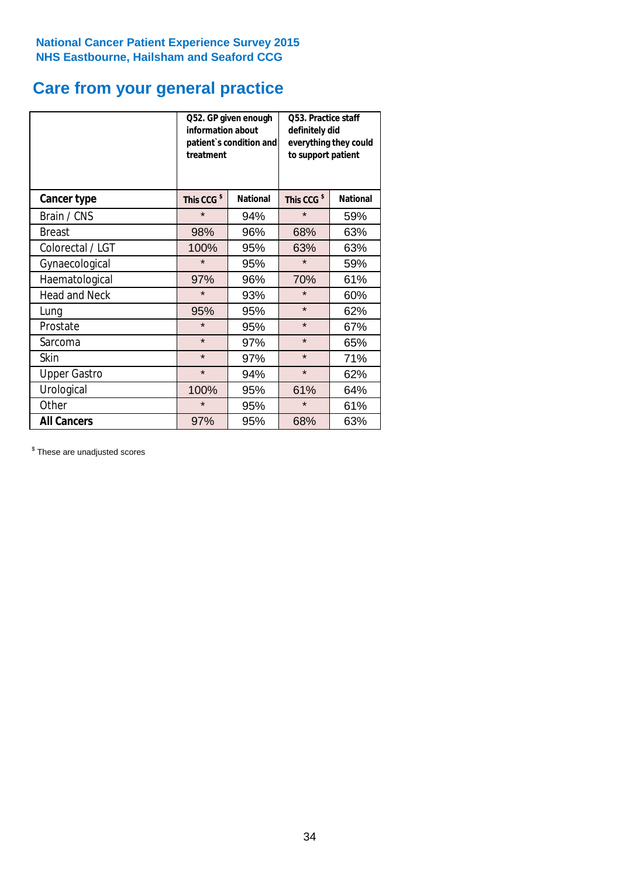**National Cancer Patient Experience Survey 2015**
**NHS Eastbourne, Hailsham and Seaford CCG**

# Care from your general practice

| | Q52. GP given enough information about patient`s condition and treatment | | Q53. Practice staff definitely did everything they could to support patient | |
|---|---|---|---|---|
| **Cancer type** | **This CCG $** | **National** | **This CCG $** | **National** |
| Brain / CNS | * | 94% | * | 59% |
| Breast | 98% | 96% | 68% | 63% |
| Colorectal / LGT | 100% | 95% | 63% | 63% |
| Gynaecological | * | 95% | * | 59% |
| Haematological | 97% | 96% | 70% | 61% |
| Head and Neck | * | 93% | * | 60% |
| Lung | 95% | 95% | * | 62% |
| Prostate | * | 95% | * | 67% |
| Sarcoma | * | 97% | * | 65% |
| Skin | * | 97% | * | 71% |
| Upper Gastro | * | 94% | * | 62% |
| Urological | 100% | 95% | 61% | 64% |
| Other | * | 95% | * | 61% |
| **All Cancers** | 97% | 95% | 68% | 63% |

$ These are unadjusted scores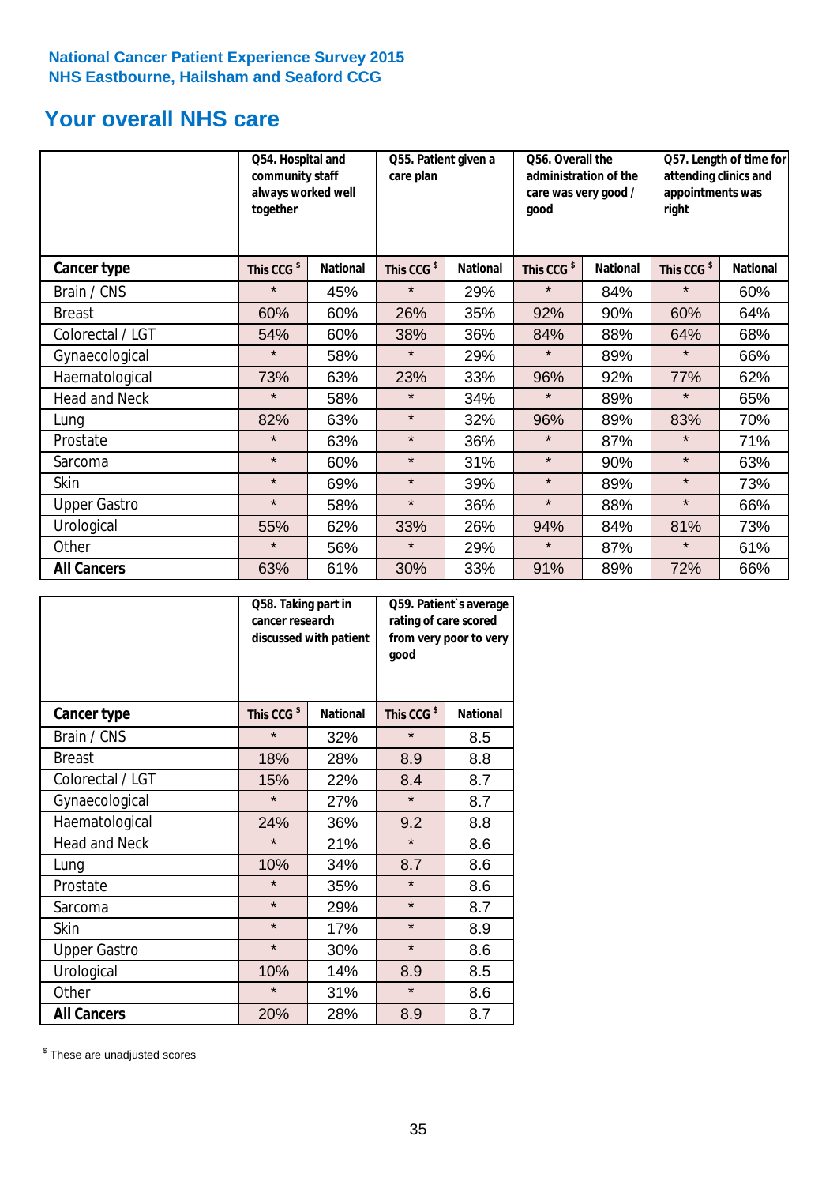National Cancer Patient Experience Survey 2015
NHS Eastbourne, Hailsham and Seaford CCG

## Your overall NHS care

| | Q54. Hospital and community staff always worked well together | | Q55. Patient given a care plan | | Q56. Overall the administration of the care was very good / good | | Q57. Length of time for attending clinics and appointments was right | |
|---|---|---|---|---|---|---|---|---|
| **Cancer type** | This CCG $ | National | This CCG $ | National | This CCG $ | National | This CCG $ | National |
| Brain / CNS | * | 45% | * | 29% | * | 84% | * | 60% |
| Breast | 60% | 60% | 26% | 35% | 92% | 90% | 60% | 64% |
| Colorectal / LGT | 54% | 60% | 38% | 36% | 84% | 88% | 64% | 68% |
| Gynaecological | * | 58% | * | 29% | * | 89% | * | 66% |
| Haematological | 73% | 63% | 23% | 33% | 96% | 92% | 77% | 62% |
| Head and Neck | * | 58% | * | 34% | * | 89% | * | 65% |
| Lung | 82% | 63% | * | 32% | 96% | 89% | 83% | 70% |
| Prostate | * | 63% | * | 36% | * | 87% | * | 71% |
| Sarcoma | * | 60% | * | 31% | * | 90% | * | 63% |
| Skin | * | 69% | * | 39% | * | 89% | * | 73% |
| Upper Gastro | * | 58% | * | 36% | * | 88% | * | 66% |
| Urological | 55% | 62% | 33% | 26% | 94% | 84% | 81% | 73% |
| Other | * | 56% | * | 29% | * | 87% | * | 61% |
| **All Cancers** | 63% | 61% | 30% | 33% | 91% | 89% | 72% | 66% |

| | Q58. Taking part in cancer research discussed with patient | | Q59. Patient`s average rating of care scored from very poor to very good | |
|---|---|---|---|---|
| **Cancer type** | This CCG $ | National | This CCG $ | National |
| Brain / CNS | * | 32% | * | 8.5 |
| Breast | 18% | 28% | 8.9 | 8.8 |
| Colorectal / LGT | 15% | 22% | 8.4 | 8.7 |
| Gynaecological | * | 27% | * | 8.7 |
| Haematological | 24% | 36% | 9.2 | 8.8 |
| Head and Neck | * | 21% | * | 8.6 |
| Lung | 10% | 34% | 8.7 | 8.6 |
| Prostate | * | 35% | * | 8.6 |
| Sarcoma | * | 29% | * | 8.7 |
| Skin | * | 17% | * | 8.9 |
| Upper Gastro | * | 30% | * | 8.6 |
| Urological | 10% | 14% | 8.9 | 8.5 |
| Other | * | 31% | * | 8.6 |
| **All Cancers** | 20% | 28% | 8.9 | 8.7 |

$ These are unadjusted scores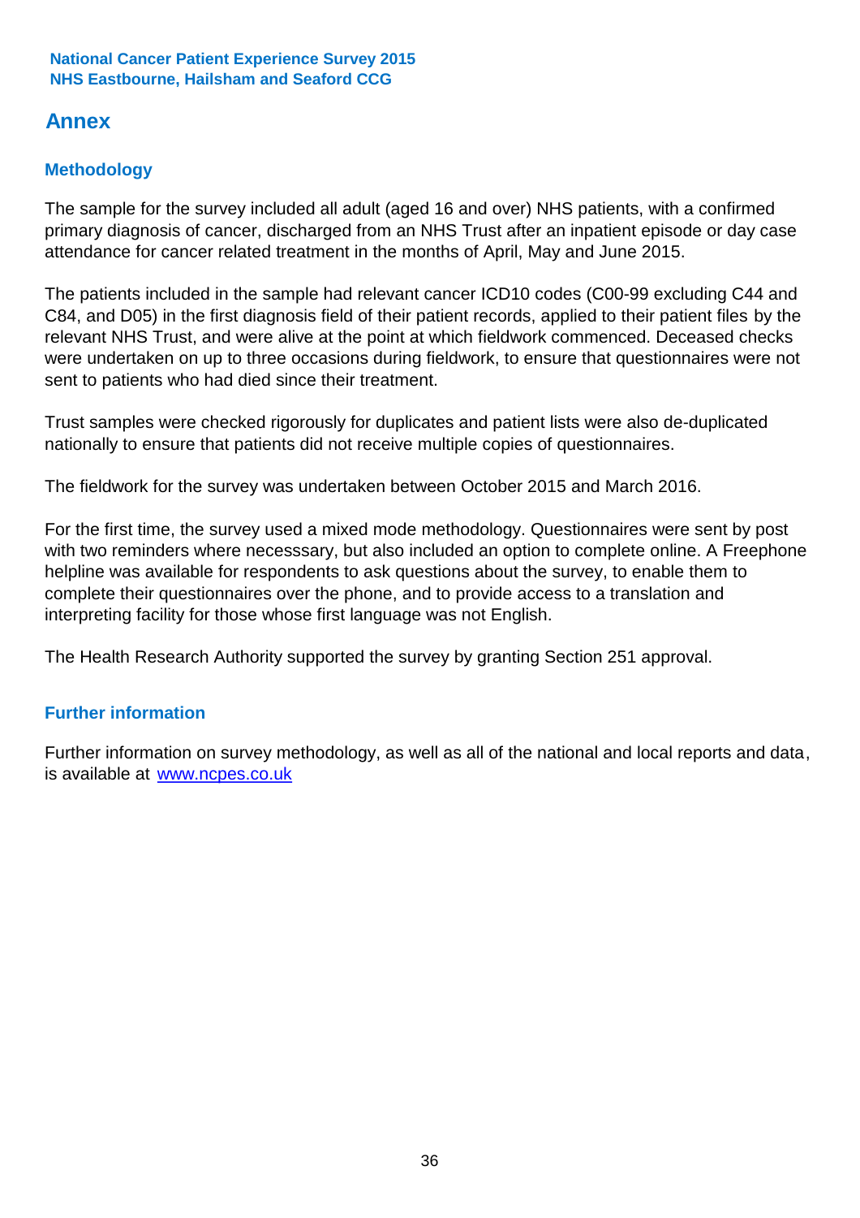## Annex

### Methodology

The sample for the survey included all adult (aged 16 and over) NHS patients, with a confirmed primary diagnosis of cancer, discharged from an NHS Trust after an inpatient episode or day case attendance for cancer related treatment in the months of April, May and June 2015.

The patients included in the sample had relevant cancer ICD10 codes (C00-99 excluding C44 and C84, and D05) in the first diagnosis field of their patient records, applied to their patient files by the relevant NHS Trust, and were alive at the point at which fieldwork commenced. Deceased checks were undertaken on up to three occasions during fieldwork, to ensure that questionnaires were not sent to patients who had died since their treatment.

Trust samples were checked rigorously for duplicates and patient lists were also de-duplicated nationally to ensure that patients did not receive multiple copies of questionnaires.

The fieldwork for the survey was undertaken between October 2015 and March 2016.

For the first time, the survey used a mixed mode methodology. Questionnaires were sent by post with two reminders where necesssary, but also included an option to complete online. A Freephone helpline was available for respondents to ask questions about the survey, to enable them to complete their questionnaires over the phone, and to provide access to a translation and interpreting facility for those whose first language was not English.

The Health Research Authority supported the survey by granting Section 251 approval.

### Further information

Further information on survey methodology, as well as all of the national and local reports and data, is available at [www.ncpes.co.uk](http://www.ncpes.co.uk)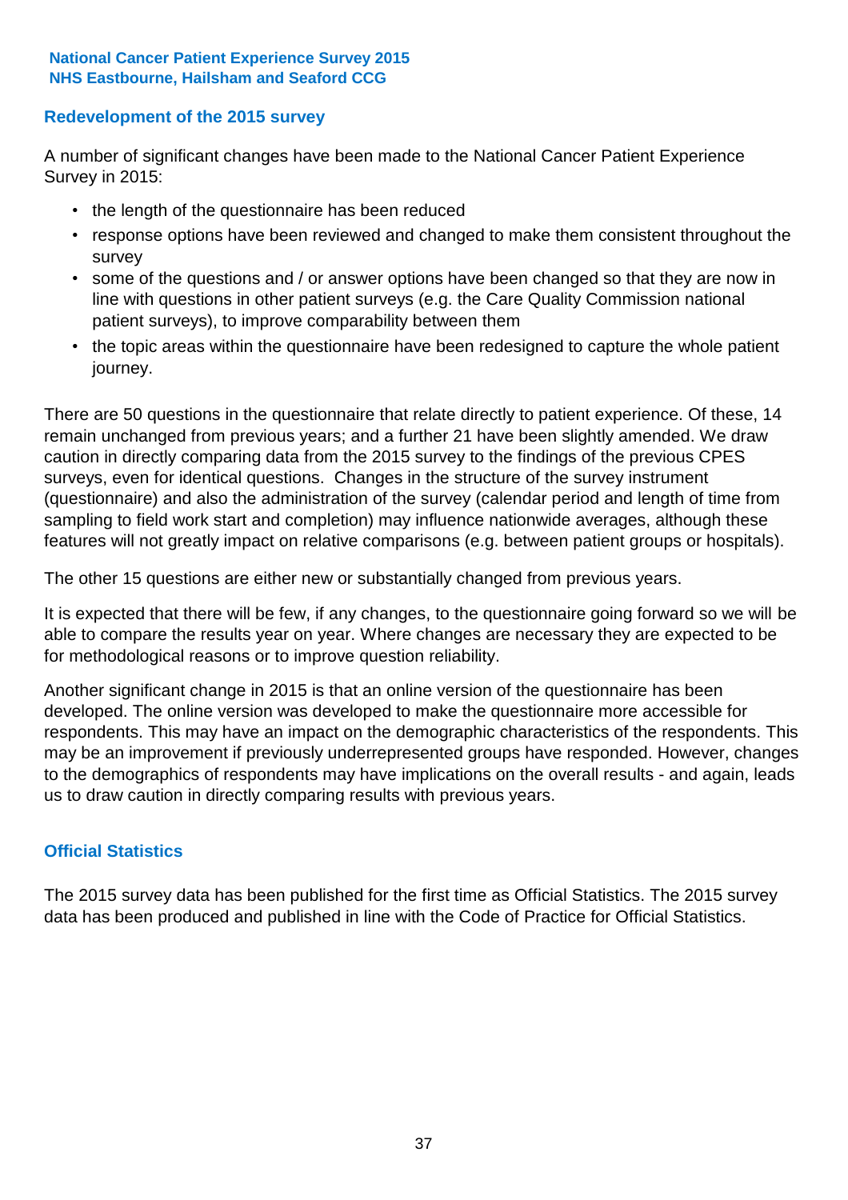## Redevelopment of the 2015 survey

A number of significant changes have been made to the National Cancer Patient Experience Survey in 2015:

- the length of the questionnaire has been reduced
- response options have been reviewed and changed to make them consistent throughout the survey
- some of the questions and / or answer options have been changed so that they are now in line with questions in other patient surveys (e.g. the Care Quality Commission national patient surveys), to improve comparability between them
- the topic areas within the questionnaire have been redesigned to capture the whole patient journey.

There are 50 questions in the questionnaire that relate directly to patient experience. Of these, 14 remain unchanged from previous years; and a further 21 have been slightly amended. We draw caution in directly comparing data from the 2015 survey to the findings of the previous CPES surveys, even for identical questions. Changes in the structure of the survey instrument (questionnaire) and also the administration of the survey (calendar period and length of time from sampling to field work start and completion) may influence nationwide averages, although these features will not greatly impact on relative comparisons (e.g. between patient groups or hospitals).

The other 15 questions are either new or substantially changed from previous years.

It is expected that there will be few, if any changes, to the questionnaire going forward so we will be able to compare the results year on year. Where changes are necessary they are expected to be for methodological reasons or to improve question reliability.

Another significant change in 2015 is that an online version of the questionnaire has been developed. The online version was developed to make the questionnaire more accessible for respondents. This may have an impact on the demographic characteristics of the respondents. This may be an improvement if previously underrepresented groups have responded. However, changes to the demographics of respondents may have implications on the overall results - and again, leads us to draw caution in directly comparing results with previous years.

## Official Statistics

The 2015 survey data has been published for the first time as Official Statistics. The 2015 survey data has been produced and published in line with the Code of Practice for Official Statistics.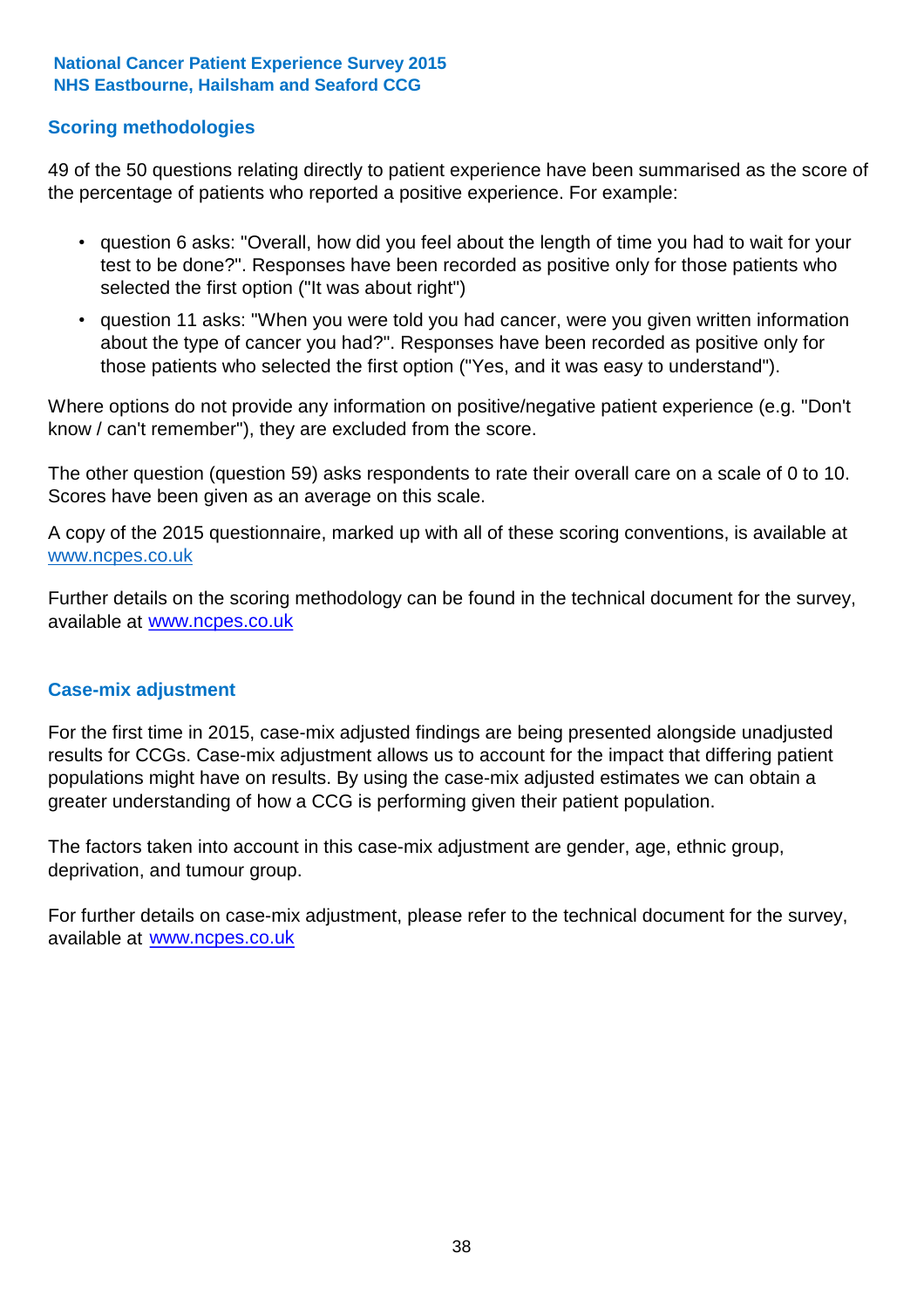## Scoring methodologies

49 of the 50 questions relating directly to patient experience have been summarised as the score of the percentage of patients who reported a positive experience. For example:

- question 6 asks: "Overall, how did you feel about the length of time you had to wait for your test to be done?". Responses have been recorded as positive only for those patients who selected the first option ("It was about right")
- question 11 asks: "When you were told you had cancer, were you given written information about the type of cancer you had?". Responses have been recorded as positive only for those patients who selected the first option ("Yes, and it was easy to understand").

Where options do not provide any information on positive/negative patient experience (e.g. "Don't know / can't remember"), they are excluded from the score.

The other question (question 59) asks respondents to rate their overall care on a scale of 0 to 10. Scores have been given as an average on this scale.

A copy of the 2015 questionnaire, marked up with all of these scoring conventions, is available at www.ncpes.co.uk

Further details on the scoring methodology can be found in the technical document for the survey, available at www.ncpes.co.uk

## Case-mix adjustment

For the first time in 2015, case-mix adjusted findings are being presented alongside unadjusted results for CCGs. Case-mix adjustment allows us to account for the impact that differing patient populations might have on results. By using the case-mix adjusted estimates we can obtain a greater understanding of how a CCG is performing given their patient population.

The factors taken into account in this case-mix adjustment are gender, age, ethnic group, deprivation, and tumour group.

For further details on case-mix adjustment, please refer to the technical document for the survey, available at www.ncpes.co.uk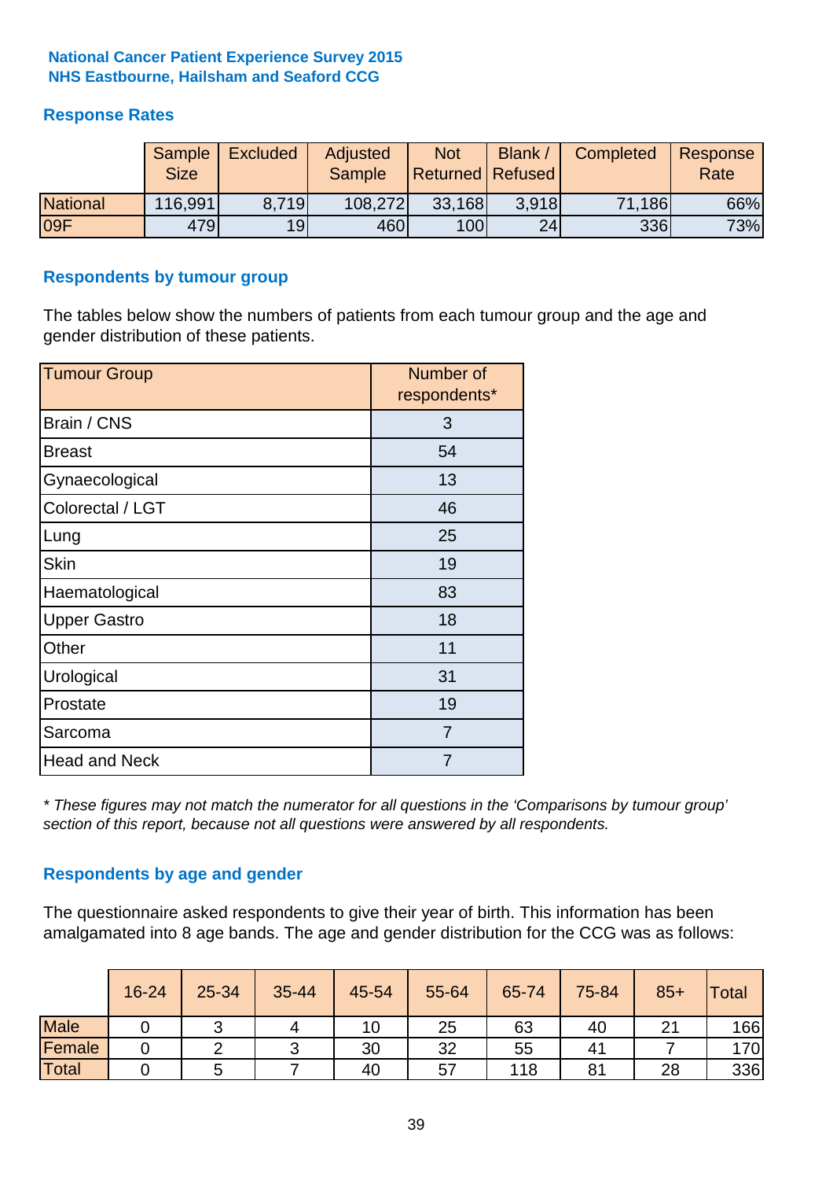**National Cancer Patient Experience Survey 2015**
**NHS Eastbourne, Hailsham and Seaford CCG**

## Response Rates

| | Sample Size | Excluded | Adjusted Sample | Not Returned | Blank / Refused | Completed | Response Rate |
|---|---|---|---|---|---|---|---|
| National | 116,991 | 8,719 | 108,272 | 33,168 | 3,918 | 71,186 | 66% |
| 09F | 479 | 19 | 460 | 100 | 24 | 336 | 73% |

## Respondents by tumour group

The tables below show the numbers of patients from each tumour group and the age and gender distribution of these patients.

| Tumour Group | Number of respondents* |
|---|---|
| Brain / CNS | 3 |
| Breast | 54 |
| Gynaecological | 13 |
| Colorectal / LGT | 46 |
| Lung | 25 |
| Skin | 19 |
| Haematological | 83 |
| Upper Gastro | 18 |
| Other | 11 |
| Urological | 31 |
| Prostate | 19 |
| Sarcoma | 7 |
| Head and Neck | 7 |

*\* These figures may not match the numerator for all questions in the 'Comparisons by tumour group' section of this report, because not all questions were answered by all respondents.*

## Respondents by age and gender

The questionnaire asked respondents to give their year of birth. This information has been amalgamated into 8 age bands. The age and gender distribution for the CCG was as follows:

| | 16-24 | 25-34 | 35-44 | 45-54 | 55-64 | 65-74 | 75-84 | 85+ | Total |
|---|---|---|---|---|---|---|---|---|---|
| Male | 0 | 3 | 4 | 10 | 25 | 63 | 40 | 21 | 166 |
| Female | 0 | 2 | 3 | 30 | 32 | 55 | 41 | 7 | 170 |
| Total | 0 | 5 | 7 | 40 | 57 | 118 | 81 | 28 | 336 |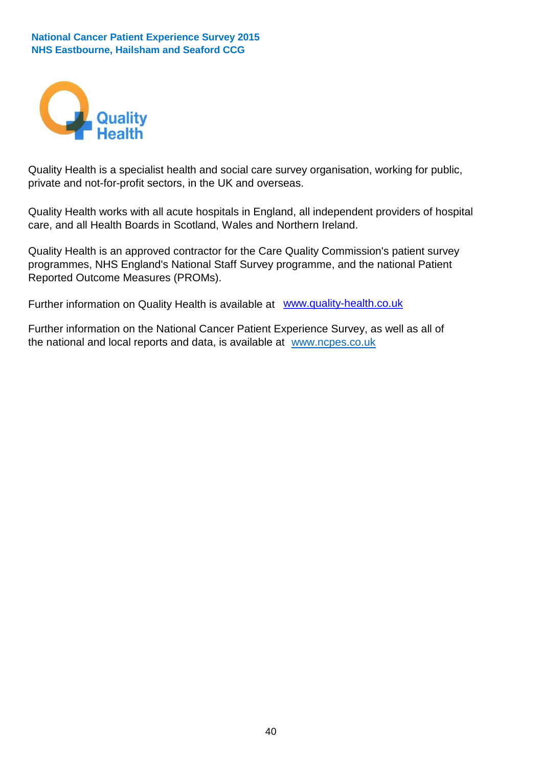Quality Health is a specialist health and social care survey organisation, working for public, private and not-for-profit sectors, in the UK and overseas.

Quality Health works with all acute hospitals in England, all independent providers of hospital care, and all Health Boards in Scotland, Wales and Northern Ireland.

Quality Health is an approved contractor for the Care Quality Commission's patient survey programmes, NHS England's National Staff Survey programme, and the national Patient Reported Outcome Measures (PROMs).

Further information on Quality Health is available at [www.quality-health.co.uk](http://www.quality-health.co.uk)

Further information on the National Cancer Patient Experience Survey, as well as all of the national and local reports and data, is available at [www.ncpes.co.uk](http://www.ncpes.co.uk)